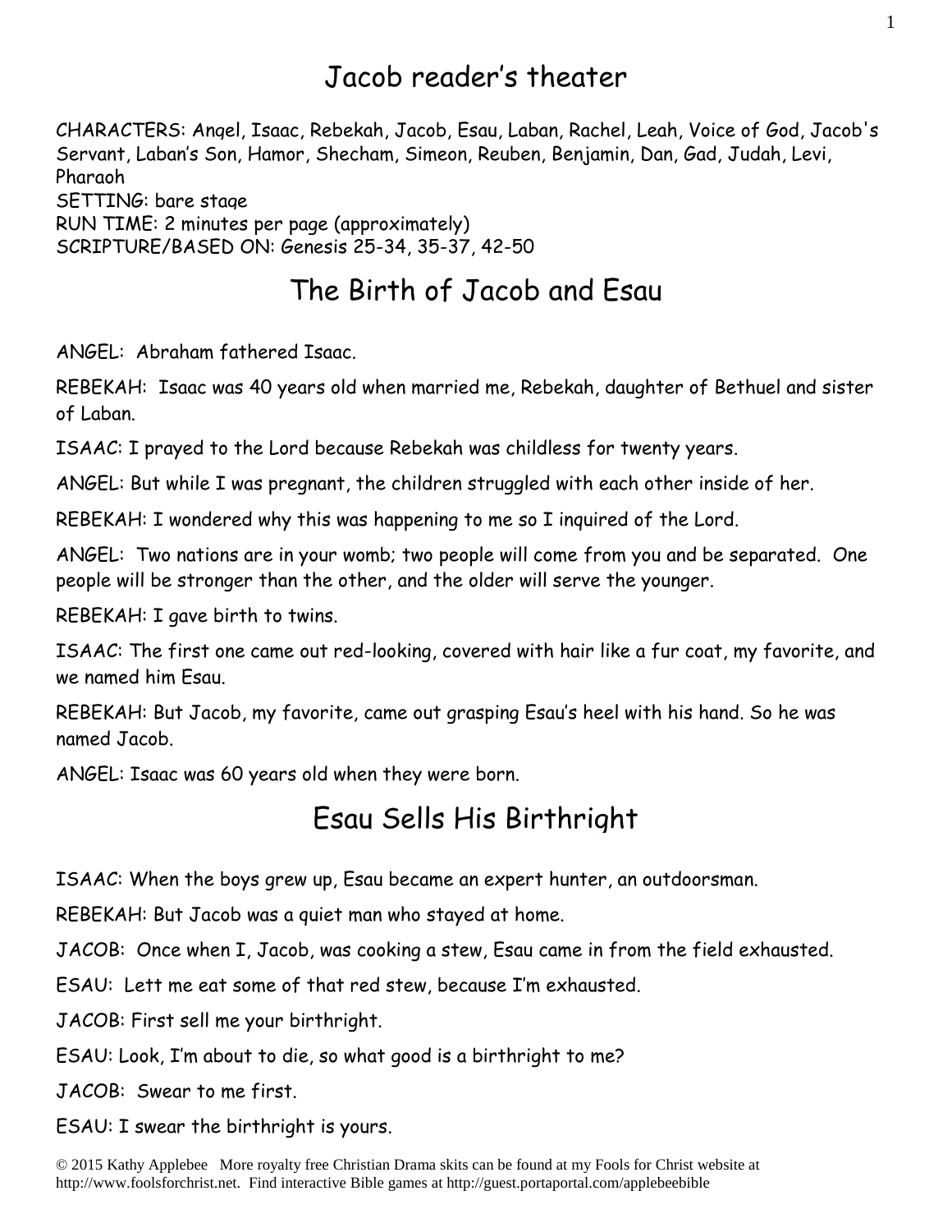# Jacob reader's theater

CHARACTERS: Angel, Isaac, Rebekah, Jacob, Esau, Laban, Rachel, Leah, Voice of God, Jacob's Servant, Laban's Son, Hamor, Shecham, Simeon, Reuben, Benjamin, Dan, Gad, Judah, Levi, Pharaoh
SETTING: bare stage
RUN TIME: 2 minutes per page (approximately)
SCRIPTURE/BASED ON: Genesis 25-34, 35-37, 42-50

## The Birth of Jacob and Esau

ANGEL: Abraham fathered Isaac.

REBEKAH: Isaac was 40 years old when married me, Rebekah, daughter of Bethuel and sister of Laban.

ISAAC: I prayed to the Lord because Rebekah was childless for twenty years.

ANGEL: But while I was pregnant, the children struggled with each other inside of her.

REBEKAH: I wondered why this was happening to me so I inquired of the Lord.

ANGEL: Two nations are in your womb; two people will come from you and be separated. One people will be stronger than the other, and the older will serve the younger.

REBEKAH: I gave birth to twins.

ISAAC: The first one came out red-looking, covered with hair like a fur coat, my favorite, and we named him Esau.

REBEKAH: But Jacob, my favorite, came out grasping Esau's heel with his hand. So he was named Jacob.

ANGEL: Isaac was 60 years old when they were born.

## Esau Sells His Birthright

ISAAC: When the boys grew up, Esau became an expert hunter, an outdoorsman.

REBEKAH: But Jacob was a quiet man who stayed at home.

JACOB: Once when I, Jacob, was cooking a stew, Esau came in from the field exhausted.

ESAU: Lett me eat some of that red stew, because I'm exhausted.

JACOB: First sell me your birthright.

ESAU: Look, I'm about to die, so what good is a birthright to me?

JACOB: Swear to me first.

ESAU: I swear the birthright is yours.

© 2015 Kathy Applebee More royalty free Christian Drama skits can be found at my Fools for Christ website at http://www.foolsforchrist.net. Find interactive Bible games at http://guest.portaportal.com/applebeebible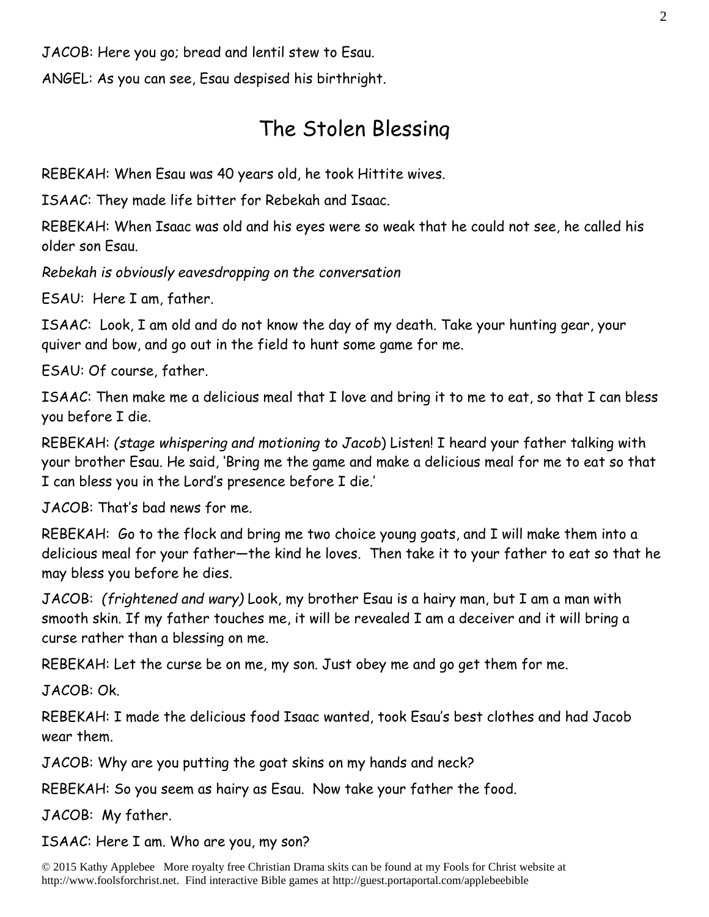JACOB: Here you go; bread and lentil stew to Esau.

ANGEL: As you can see, Esau despised his birthright.

## The Stolen Blessing

REBEKAH: When Esau was 40 years old, he took Hittite wives.

ISAAC: They made life bitter for Rebekah and Isaac.

REBEKAH: When Isaac was old and his eyes were so weak that he could not see, he called his older son Esau.

*Rebekah is obviously eavesdropping on the conversation*

ESAU: Here I am, father.

ISAAC: Look, I am old and do not know the day of my death. Take your hunting gear, your quiver and bow, and go out in the field to hunt some game for me.

ESAU: Of course, father.

ISAAC: Then make me a delicious meal that I love and bring it to me to eat, so that I can bless you before I die.

REBEKAH: *(stage whispering and motioning to Jacob*) Listen! I heard your father talking with your brother Esau. He said, 'Bring me the game and make a delicious meal for me to eat so that I can bless you in the Lord's presence before I die.'

JACOB: That's bad news for me.

REBEKAH: Go to the flock and bring me two choice young goats, and I will make them into a delicious meal for your father—the kind he loves. Then take it to your father to eat so that he may bless you before he dies.

JACOB: *(frightened and wary)* Look, my brother Esau is a hairy man, but I am a man with smooth skin. If my father touches me, it will be revealed I am a deceiver and it will bring a curse rather than a blessing on me.

REBEKAH: Let the curse be on me, my son. Just obey me and go get them for me.

JACOB: Ok.

REBEKAH: I made the delicious food Isaac wanted, took Esau's best clothes and had Jacob wear them.

JACOB: Why are you putting the goat skins on my hands and neck?

REBEKAH: So you seem as hairy as Esau. Now take your father the food.

JACOB: My father.

ISAAC: Here I am. Who are you, my son?

© 2015 Kathy Applebee More royalty free Christian Drama skits can be found at my Fools for Christ website at http://www.foolsforchrist.net. Find interactive Bible games at http://guest.portaportal.com/applebeebible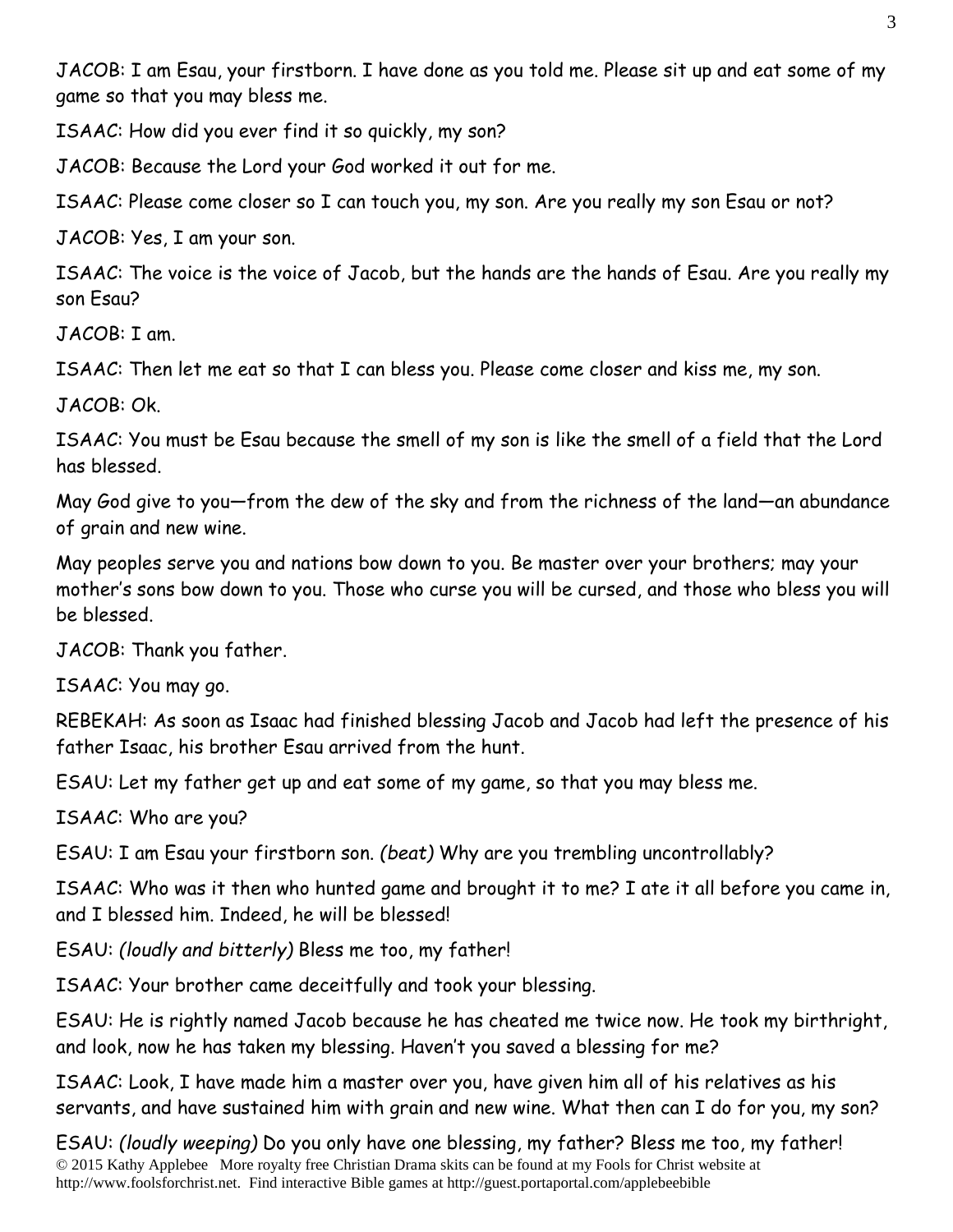JACOB: I am Esau, your firstborn. I have done as you told me. Please sit up and eat some of my game so that you may bless me.

ISAAC: How did you ever find it so quickly, my son?

JACOB: Because the Lord your God worked it out for me.

ISAAC: Please come closer so I can touch you, my son. Are you really my son Esau or not?

JACOB: Yes, I am your son.

ISAAC: The voice is the voice of Jacob, but the hands are the hands of Esau. Are you really my son Esau?

JACOB: I am.

ISAAC: Then let me eat so that I can bless you. Please come closer and kiss me, my son.

JACOB: Ok.

ISAAC: You must be Esau because the smell of my son is like the smell of a field that the Lord has blessed.

May God give to you—from the dew of the sky and from the richness of the land—an abundance of grain and new wine.

May peoples serve you and nations bow down to you. Be master over your brothers; may your mother's sons bow down to you. Those who curse you will be cursed, and those who bless you will be blessed.

JACOB: Thank you father.

ISAAC: You may go.

REBEKAH: As soon as Isaac had finished blessing Jacob and Jacob had left the presence of his father Isaac, his brother Esau arrived from the hunt.

ESAU: Let my father get up and eat some of my game, so that you may bless me.

ISAAC: Who are you?

ESAU: I am Esau your firstborn son. *(beat)* Why are you trembling uncontrollably?

ISAAC: Who was it then who hunted game and brought it to me? I ate it all before you came in, and I blessed him. Indeed, he will be blessed!

ESAU: *(loudly and bitterly)* Bless me too, my father!

ISAAC: Your brother came deceitfully and took your blessing.

ESAU: He is rightly named Jacob because he has cheated me twice now. He took my birthright, and look, now he has taken my blessing. Haven't you saved a blessing for me?

ISAAC: Look, I have made him a master over you, have given him all of his relatives as his servants, and have sustained him with grain and new wine. What then can I do for you, my son?

ESAU: *(loudly weeping)* Do you only have one blessing, my father? Bless me too, my father!

© 2015 Kathy Applebee More royalty free Christian Drama skits can be found at my Fools for Christ website at http://www.foolsforchrist.net. Find interactive Bible games at http://guest.portaportal.com/applebeebible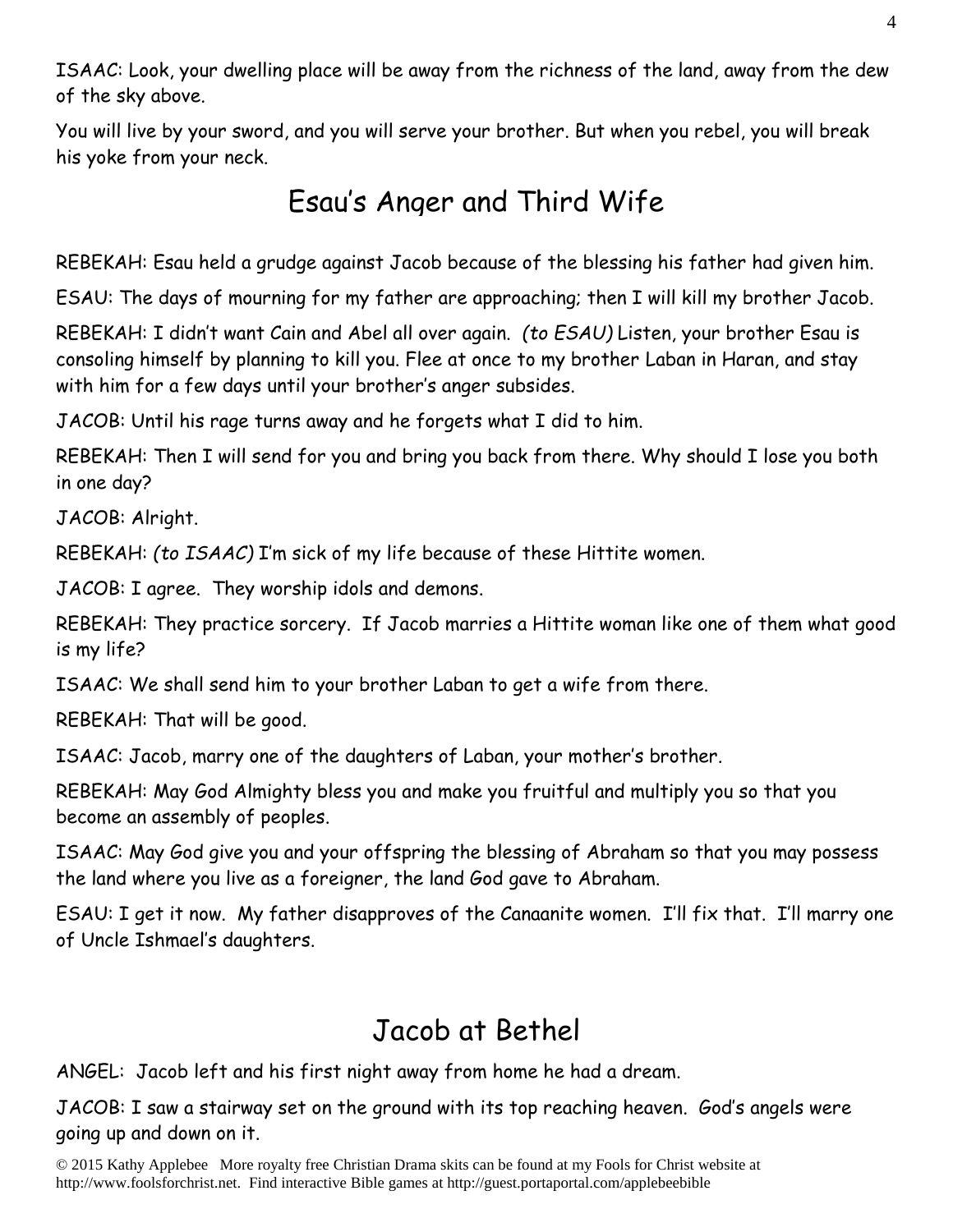ISAAC: Look, your dwelling place will be away from the richness of the land, away from the dew of the sky above.

You will live by your sword, and you will serve your brother. But when you rebel, you will break his yoke from your neck.

## Esau's Anger and Third Wife

REBEKAH: Esau held a grudge against Jacob because of the blessing his father had given him.

ESAU: The days of mourning for my father are approaching; then I will kill my brother Jacob.

REBEKAH: I didn't want Cain and Abel all over again. *(to ESAU)* Listen, your brother Esau is consoling himself by planning to kill you. Flee at once to my brother Laban in Haran, and stay with him for a few days until your brother's anger subsides.

JACOB: Until his rage turns away and he forgets what I did to him.

REBEKAH: Then I will send for you and bring you back from there. Why should I lose you both in one day?

JACOB: Alright.

REBEKAH: *(to ISAAC)* I'm sick of my life because of these Hittite women.

JACOB: I agree. They worship idols and demons.

REBEKAH: They practice sorcery. If Jacob marries a Hittite woman like one of them what good is my life?

ISAAC: We shall send him to your brother Laban to get a wife from there.

REBEKAH: That will be good.

ISAAC: Jacob, marry one of the daughters of Laban, your mother's brother.

REBEKAH: May God Almighty bless you and make you fruitful and multiply you so that you become an assembly of peoples.

ISAAC: May God give you and your offspring the blessing of Abraham so that you may possess the land where you live as a foreigner, the land God gave to Abraham.

ESAU: I get it now. My father disapproves of the Canaanite women. I'll fix that. I'll marry one of Uncle Ishmael's daughters.

## Jacob at Bethel

ANGEL: Jacob left and his first night away from home he had a dream.

JACOB: I saw a stairway set on the ground with its top reaching heaven. God's angels were going up and down on it.

© 2015 Kathy Applebee More royalty free Christian Drama skits can be found at my Fools for Christ website at http://www.foolsforchrist.net. Find interactive Bible games at http://guest.portaportal.com/applebeebible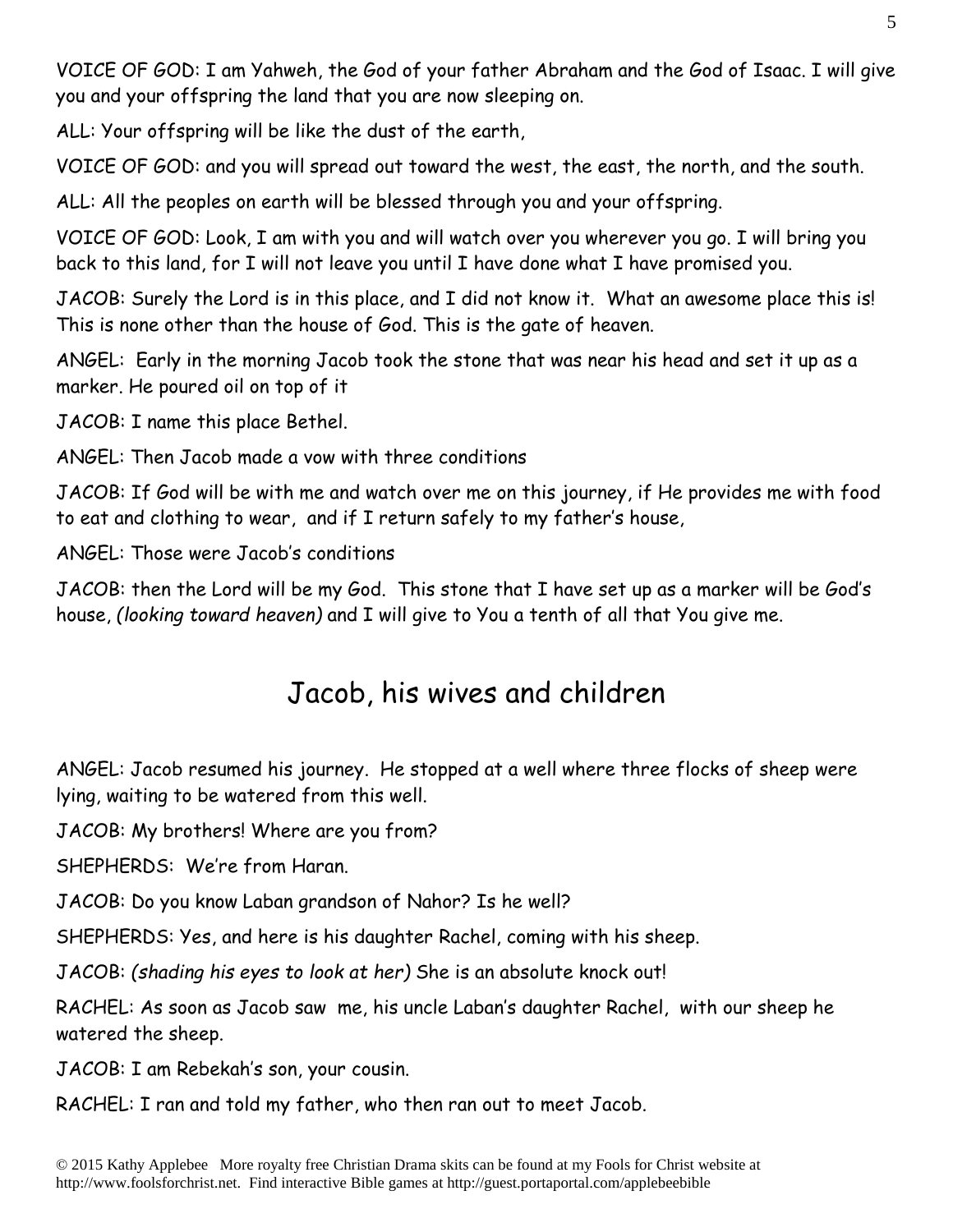VOICE OF GOD: I am Yahweh, the God of your father Abraham and the God of Isaac. I will give you and your offspring the land that you are now sleeping on.

ALL: Your offspring will be like the dust of the earth,

VOICE OF GOD: and you will spread out toward the west, the east, the north, and the south.

ALL: All the peoples on earth will be blessed through you and your offspring.

VOICE OF GOD: Look, I am with you and will watch over you wherever you go. I will bring you back to this land, for I will not leave you until I have done what I have promised you.

JACOB: Surely the Lord is in this place, and I did not know it. What an awesome place this is! This is none other than the house of God. This is the gate of heaven.

ANGEL: Early in the morning Jacob took the stone that was near his head and set it up as a marker. He poured oil on top of it

JACOB: I name this place Bethel.

ANGEL: Then Jacob made a vow with three conditions

JACOB: If God will be with me and watch over me on this journey, if He provides me with food to eat and clothing to wear, and if I return safely to my father's house,

ANGEL: Those were Jacob's conditions

JACOB: then the Lord will be my God. This stone that I have set up as a marker will be God's house, *(looking toward heaven)* and I will give to You a tenth of all that You give me.

## Jacob, his wives and children

ANGEL: Jacob resumed his journey. He stopped at a well where three flocks of sheep were lying, waiting to be watered from this well.

JACOB: My brothers! Where are you from?

SHEPHERDS: We're from Haran.

JACOB: Do you know Laban grandson of Nahor? Is he well?

SHEPHERDS: Yes, and here is his daughter Rachel, coming with his sheep.

JACOB: *(shading his eyes to look at her)* She is an absolute knock out!

RACHEL: As soon as Jacob saw me, his uncle Laban's daughter Rachel, with our sheep he watered the sheep.

JACOB: I am Rebekah's son, your cousin.

RACHEL: I ran and told my father, who then ran out to meet Jacob.

© 2015 Kathy Applebee More royalty free Christian Drama skits can be found at my Fools for Christ website at http://www.foolsforchrist.net. Find interactive Bible games at http://guest.portaportal.com/applebeebible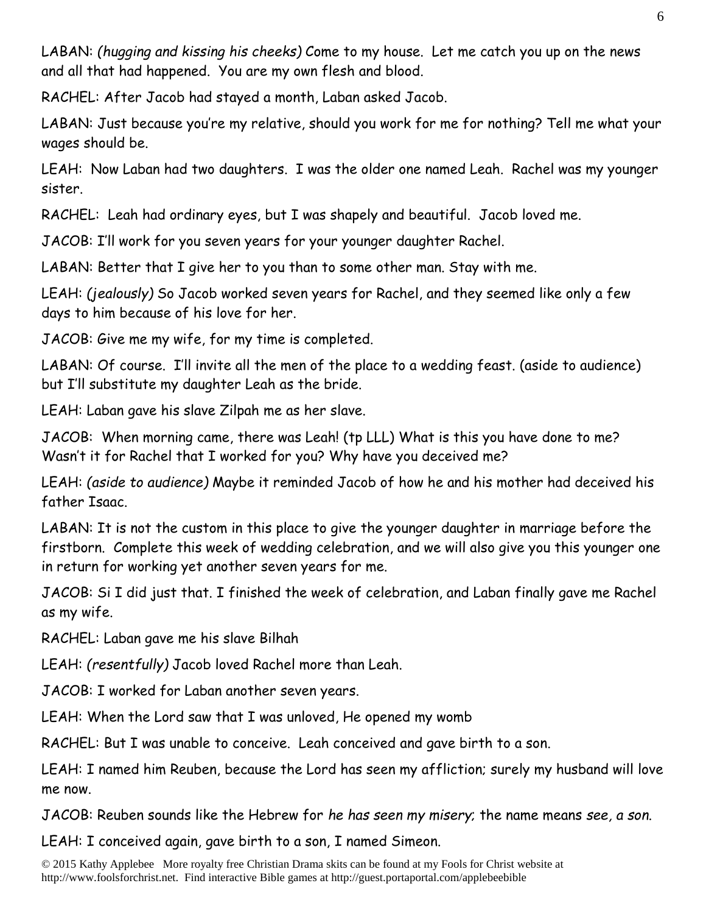LABAN: *(hugging and kissing his cheeks)* Come to my house. Let me catch you up on the news and all that had happened. You are my own flesh and blood.

RACHEL: After Jacob had stayed a month, Laban asked Jacob.

LABAN: Just because you're my relative, should you work for me for nothing? Tell me what your wages should be.

LEAH: Now Laban had two daughters. I was the older one named Leah. Rachel was my younger sister.

RACHEL: Leah had ordinary eyes, but I was shapely and beautiful. Jacob loved me.

JACOB: I'll work for you seven years for your younger daughter Rachel.

LABAN: Better that I give her to you than to some other man. Stay with me.

LEAH: *(jealously)* So Jacob worked seven years for Rachel, and they seemed like only a few days to him because of his love for her.

JACOB: Give me my wife, for my time is completed.

LABAN: Of course. I'll invite all the men of the place to a wedding feast. (aside to audience) but I'll substitute my daughter Leah as the bride.

LEAH: Laban gave his slave Zilpah me as her slave.

JACOB: When morning came, there was Leah! (tp LLL) What is this you have done to me? Wasn't it for Rachel that I worked for you? Why have you deceived me?

LEAH: *(aside to audience)* Maybe it reminded Jacob of how he and his mother had deceived his father Isaac.

LABAN: It is not the custom in this place to give the younger daughter in marriage before the firstborn. Complete this week of wedding celebration, and we will also give you this younger one in return for working yet another seven years for me.

JACOB: Si I did just that. I finished the week of celebration, and Laban finally gave me Rachel as my wife.

RACHEL: Laban gave me his slave Bilhah

LEAH: *(resentfully)* Jacob loved Rachel more than Leah.

JACOB: I worked for Laban another seven years.

LEAH: When the Lord saw that I was unloved, He opened my womb

RACHEL: But I was unable to conceive. Leah conceived and gave birth to a son.

LEAH: I named him Reuben, because the Lord has seen my affliction; surely my husband will love me now.

JACOB: Reuben sounds like the Hebrew for *he has seen my misery*; the name means *see, a son*.

LEAH: I conceived again, gave birth to a son, I named Simeon.

© 2015 Kathy Applebee More royalty free Christian Drama skits can be found at my Fools for Christ website at http://www.foolsforchrist.net. Find interactive Bible games at http://guest.portaportal.com/applebeebible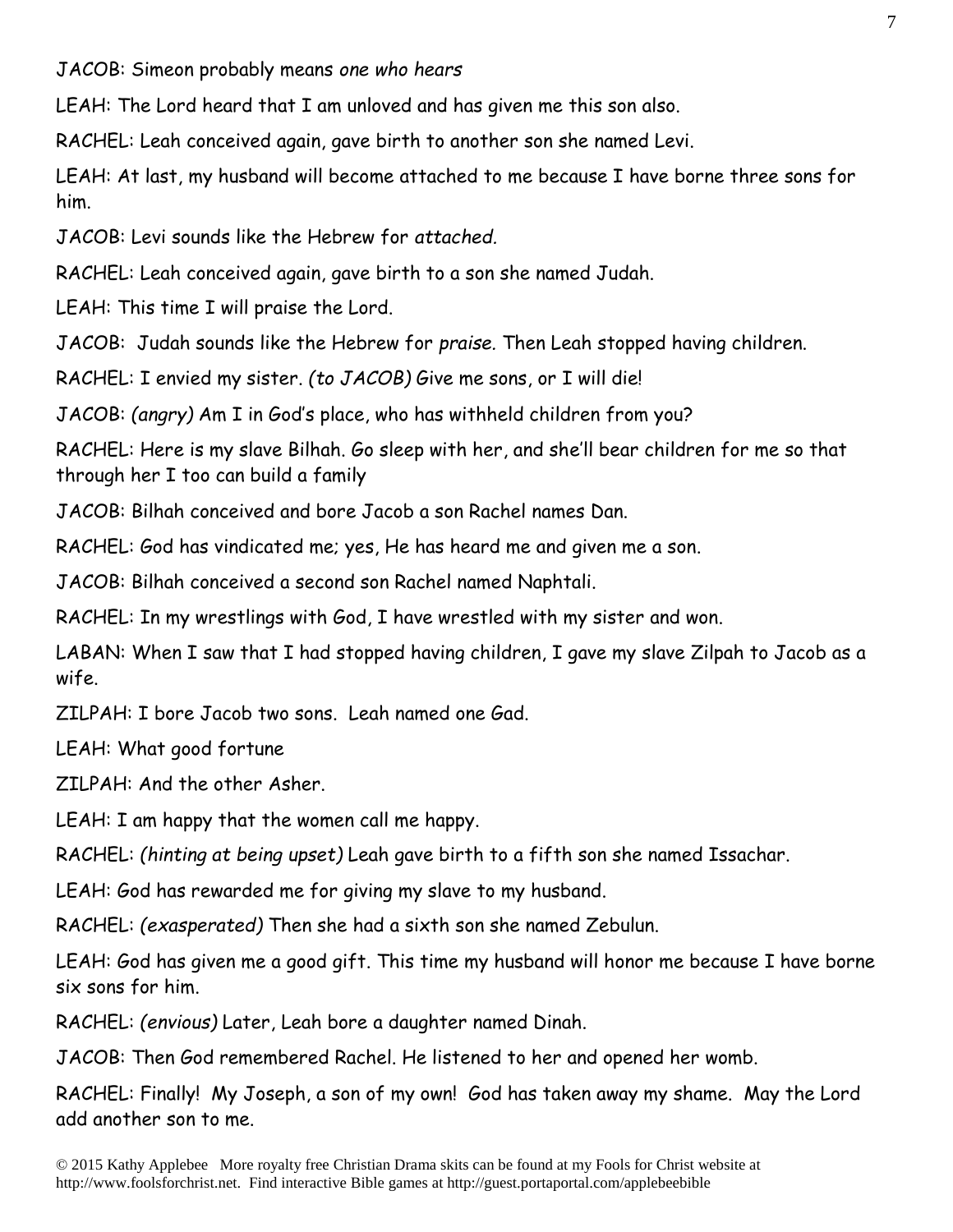JACOB: Simeon probably means *one who hears*

LEAH: The Lord heard that I am unloved and has given me this son also.

RACHEL: Leah conceived again, gave birth to another son she named Levi.

LEAH: At last, my husband will become attached to me because I have borne three sons for him.

JACOB: Levi sounds like the Hebrew for *attached.*

RACHEL: Leah conceived again, gave birth to a son she named Judah.

LEAH: This time I will praise the Lord.

JACOB: Judah sounds like the Hebrew for *praise.* Then Leah stopped having children.

RACHEL: I envied my sister. *(to JACOB)* Give me sons, or I will die!

JACOB: *(angry)* Am I in God's place, who has withheld children from you?

RACHEL: Here is my slave Bilhah. Go sleep with her, and she'll bear children for me so that through her I too can build a family

JACOB: Bilhah conceived and bore Jacob a son Rachel names Dan.

RACHEL: God has vindicated me; yes, He has heard me and given me a son.

JACOB: Bilhah conceived a second son Rachel named Naphtali.

RACHEL: In my wrestlings with God, I have wrestled with my sister and won.

LABAN: When I saw that I had stopped having children, I gave my slave Zilpah to Jacob as a wife.

ZILPAH: I bore Jacob two sons. Leah named one Gad.

LEAH: What good fortune

ZILPAH: And the other Asher.

LEAH: I am happy that the women call me happy.

RACHEL: *(hinting at being upset)* Leah gave birth to a fifth son she named Issachar.

LEAH: God has rewarded me for giving my slave to my husband.

RACHEL: *(exasperated)* Then she had a sixth son she named Zebulun.

LEAH: God has given me a good gift. This time my husband will honor me because I have borne six sons for him.

RACHEL: *(envious)* Later, Leah bore a daughter named Dinah.

JACOB: Then God remembered Rachel. He listened to her and opened her womb.

RACHEL: Finally! My Joseph, a son of my own! God has taken away my shame. May the Lord add another son to me.

© 2015 Kathy Applebee More royalty free Christian Drama skits can be found at my Fools for Christ website at http://www.foolsforchrist.net. Find interactive Bible games at http://guest.portaportal.com/applebeebible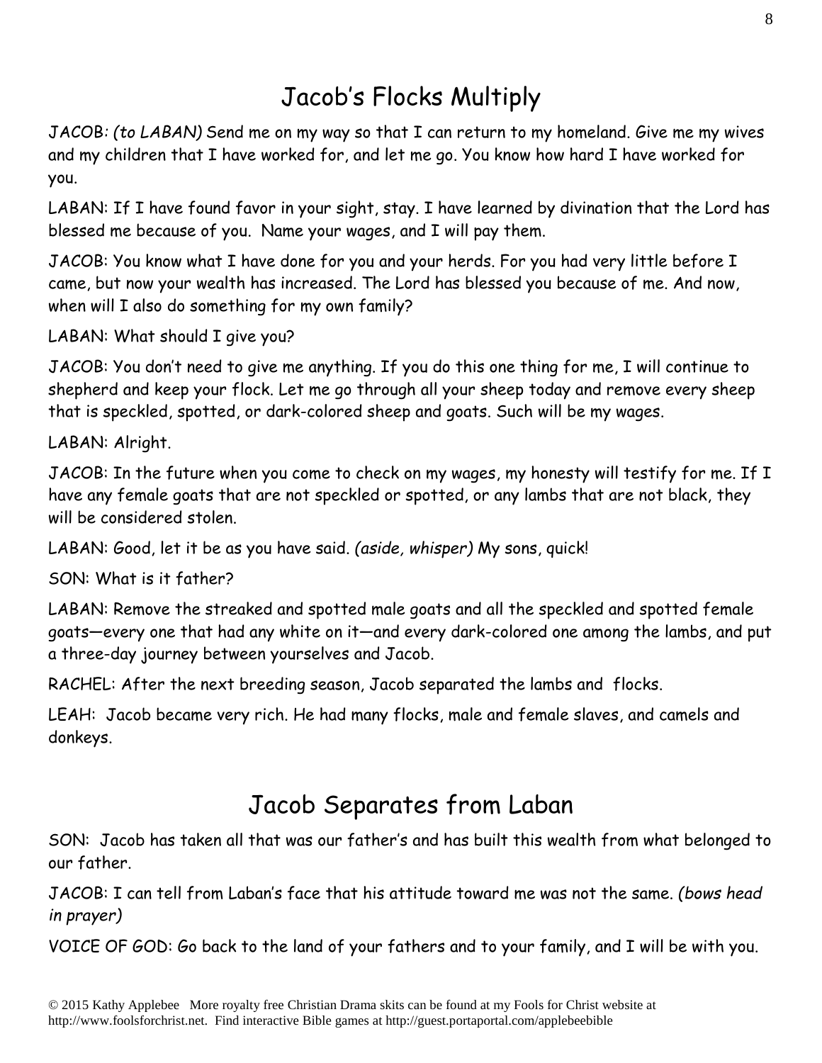# Jacob's Flocks Multiply

JACOB: *(to LABAN)* Send me on my way so that I can return to my homeland. Give me my wives and my children that I have worked for, and let me go. You know how hard I have worked for you.

LABAN: If I have found favor in your sight, stay. I have learned by divination that the Lord has blessed me because of you. Name your wages, and I will pay them.

JACOB: You know what I have done for you and your herds. For you had very little before I came, but now your wealth has increased. The Lord has blessed you because of me. And now, when will I also do something for my own family?

LABAN: What should I give you?

JACOB: You don't need to give me anything. If you do this one thing for me, I will continue to shepherd and keep your flock. Let me go through all your sheep today and remove every sheep that is speckled, spotted, or dark-colored sheep and goats. Such will be my wages.

LABAN: Alright.

JACOB: In the future when you come to check on my wages, my honesty will testify for me. If I have any female goats that are not speckled or spotted, or any lambs that are not black, they will be considered stolen.

LABAN: Good, let it be as you have said. *(aside, whisper)* My sons, quick!

SON: What is it father?

LABAN: Remove the streaked and spotted male goats and all the speckled and spotted female goats—every one that had any white on it—and every dark-colored one among the lambs, and put a three-day journey between yourselves and Jacob.

RACHEL: After the next breeding season, Jacob separated the lambs and flocks.

LEAH: Jacob became very rich. He had many flocks, male and female slaves, and camels and donkeys.

# Jacob Separates from Laban

SON: Jacob has taken all that was our father's and has built this wealth from what belonged to our father.

JACOB: I can tell from Laban's face that his attitude toward me was not the same. *(bows head in prayer)*

VOICE OF GOD: Go back to the land of your fathers and to your family, and I will be with you.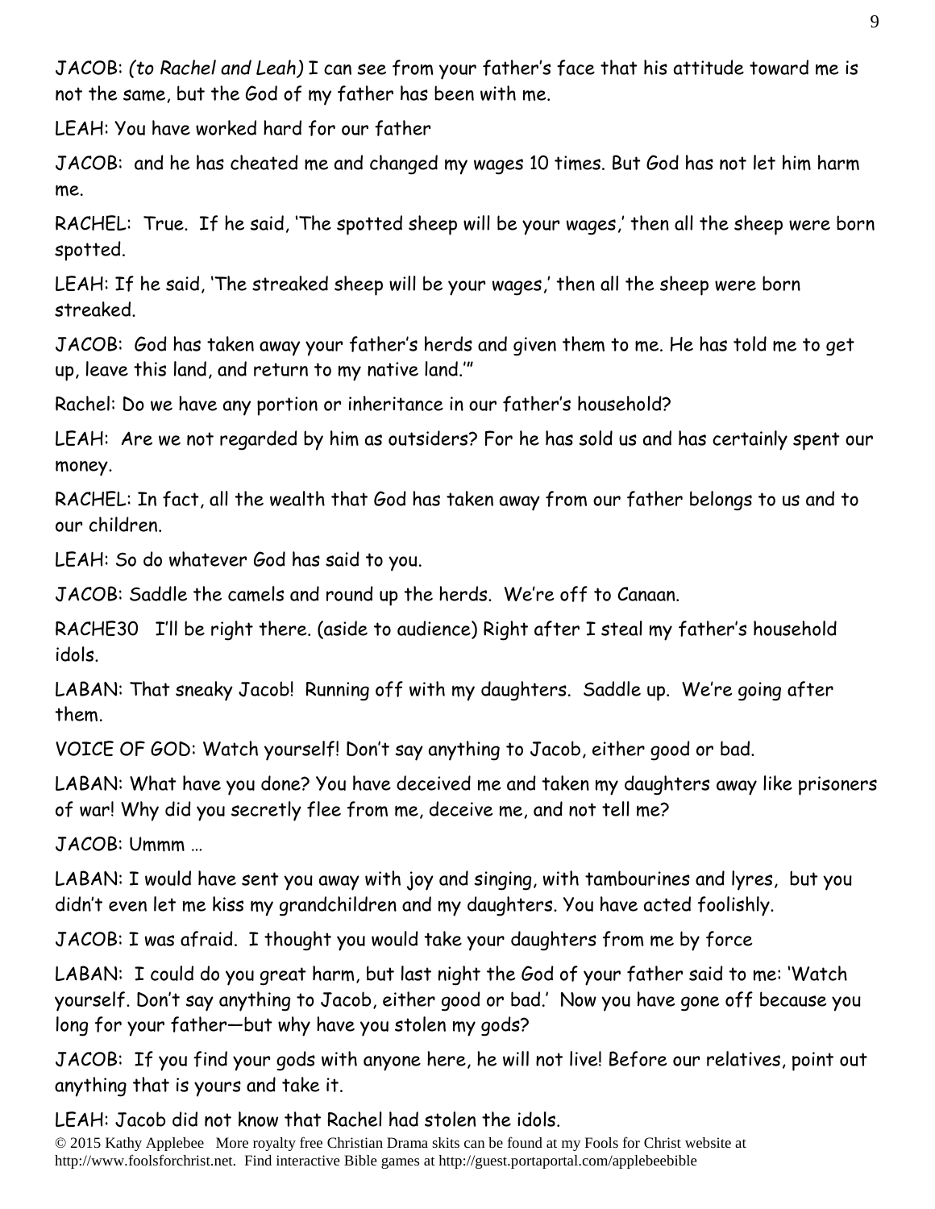JACOB: *(to Rachel and Leah)* I can see from your father's face that his attitude toward me is not the same, but the God of my father has been with me.

LEAH: You have worked hard for our father

JACOB: and he has cheated me and changed my wages 10 times. But God has not let him harm me.

RACHEL: True. If he said, 'The spotted sheep will be your wages,' then all the sheep were born spotted.

LEAH: If he said, 'The streaked sheep will be your wages,' then all the sheep were born streaked.

JACOB: God has taken away your father's herds and given them to me. He has told me to get up, leave this land, and return to my native land.'"

Rachel: Do we have any portion or inheritance in our father's household?

LEAH: Are we not regarded by him as outsiders? For he has sold us and has certainly spent our money.

RACHEL: In fact, all the wealth that God has taken away from our father belongs to us and to our children.

LEAH: So do whatever God has said to you.

JACOB: Saddle the camels and round up the herds. We're off to Canaan.

RACHE30 I'll be right there. (aside to audience) Right after I steal my father's household idols.

LABAN: That sneaky Jacob! Running off with my daughters. Saddle up. We're going after them.

VOICE OF GOD: Watch yourself! Don't say anything to Jacob, either good or bad.

LABAN: What have you done? You have deceived me and taken my daughters away like prisoners of war! Why did you secretly flee from me, deceive me, and not tell me?

JACOB: Ummm …

LABAN: I would have sent you away with joy and singing, with tambourines and lyres, but you didn't even let me kiss my grandchildren and my daughters. You have acted foolishly.

JACOB: I was afraid. I thought you would take your daughters from me by force

LABAN: I could do you great harm, but last night the God of your father said to me: 'Watch yourself. Don't say anything to Jacob, either good or bad.' Now you have gone off because you long for your father—but why have you stolen my gods?

JACOB: If you find your gods with anyone here, he will not live! Before our relatives, point out anything that is yours and take it.

LEAH: Jacob did not know that Rachel had stolen the idols.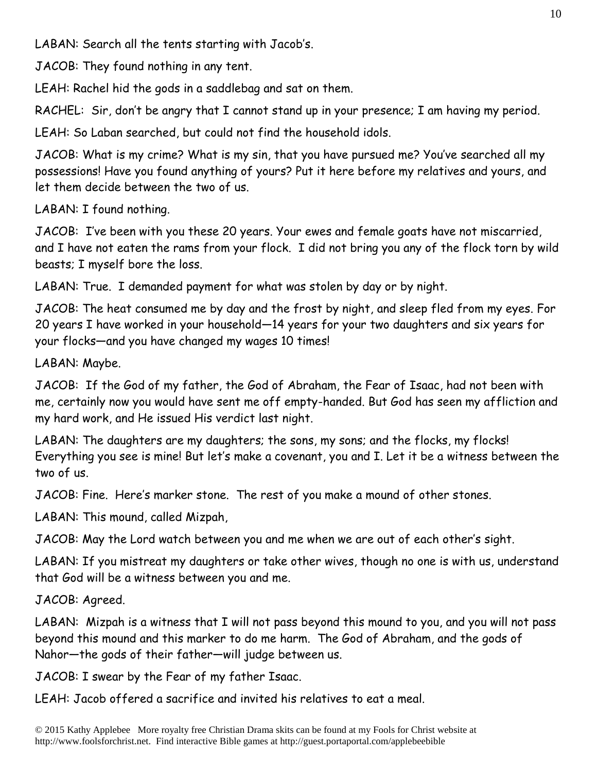LABAN: Search all the tents starting with Jacob's.

JACOB: They found nothing in any tent.

LEAH: Rachel hid the gods in a saddlebag and sat on them.

RACHEL: Sir, don't be angry that I cannot stand up in your presence; I am having my period.

LEAH: So Laban searched, but could not find the household idols.

JACOB: What is my crime? What is my sin, that you have pursued me? You've searched all my possessions! Have you found anything of yours? Put it here before my relatives and yours, and let them decide between the two of us.

LABAN: I found nothing.

JACOB: I've been with you these 20 years. Your ewes and female goats have not miscarried, and I have not eaten the rams from your flock. I did not bring you any of the flock torn by wild beasts; I myself bore the loss.

LABAN: True. I demanded payment for what was stolen by day or by night.

JACOB: The heat consumed me by day and the frost by night, and sleep fled from my eyes. For 20 years I have worked in your household—14 years for your two daughters and six years for your flocks—and you have changed my wages 10 times!

LABAN: Maybe.

JACOB: If the God of my father, the God of Abraham, the Fear of Isaac, had not been with me, certainly now you would have sent me off empty-handed. But God has seen my affliction and my hard work, and He issued His verdict last night.

LABAN: The daughters are my daughters; the sons, my sons; and the flocks, my flocks! Everything you see is mine! But let's make a covenant, you and I. Let it be a witness between the two of us.

JACOB: Fine. Here's marker stone. The rest of you make a mound of other stones.

LABAN: This mound, called Mizpah,

JACOB: May the Lord watch between you and me when we are out of each other's sight.

LABAN: If you mistreat my daughters or take other wives, though no one is with us, understand that God will be a witness between you and me.

JACOB: Agreed.

LABAN: Mizpah is a witness that I will not pass beyond this mound to you, and you will not pass beyond this mound and this marker to do me harm. The God of Abraham, and the gods of Nahor—the gods of their father—will judge between us.

JACOB: I swear by the Fear of my father Isaac.

LEAH: Jacob offered a sacrifice and invited his relatives to eat a meal.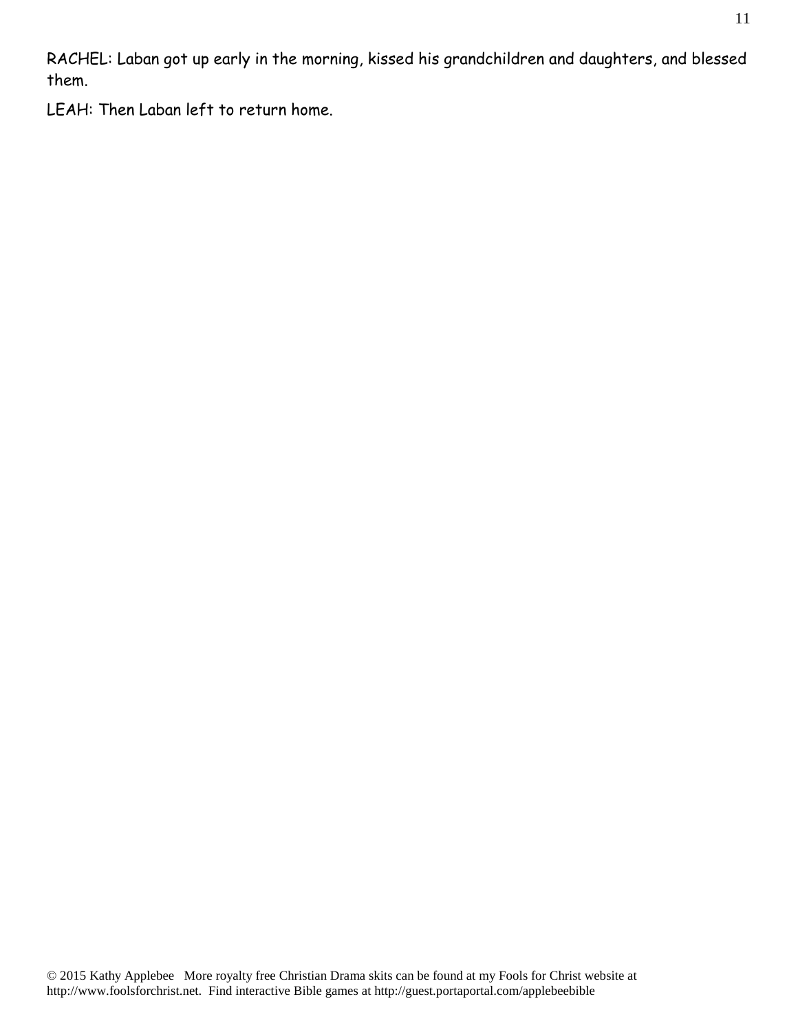RACHEL: Laban got up early in the morning, kissed his grandchildren and daughters, and blessed them.

LEAH: Then Laban left to return home.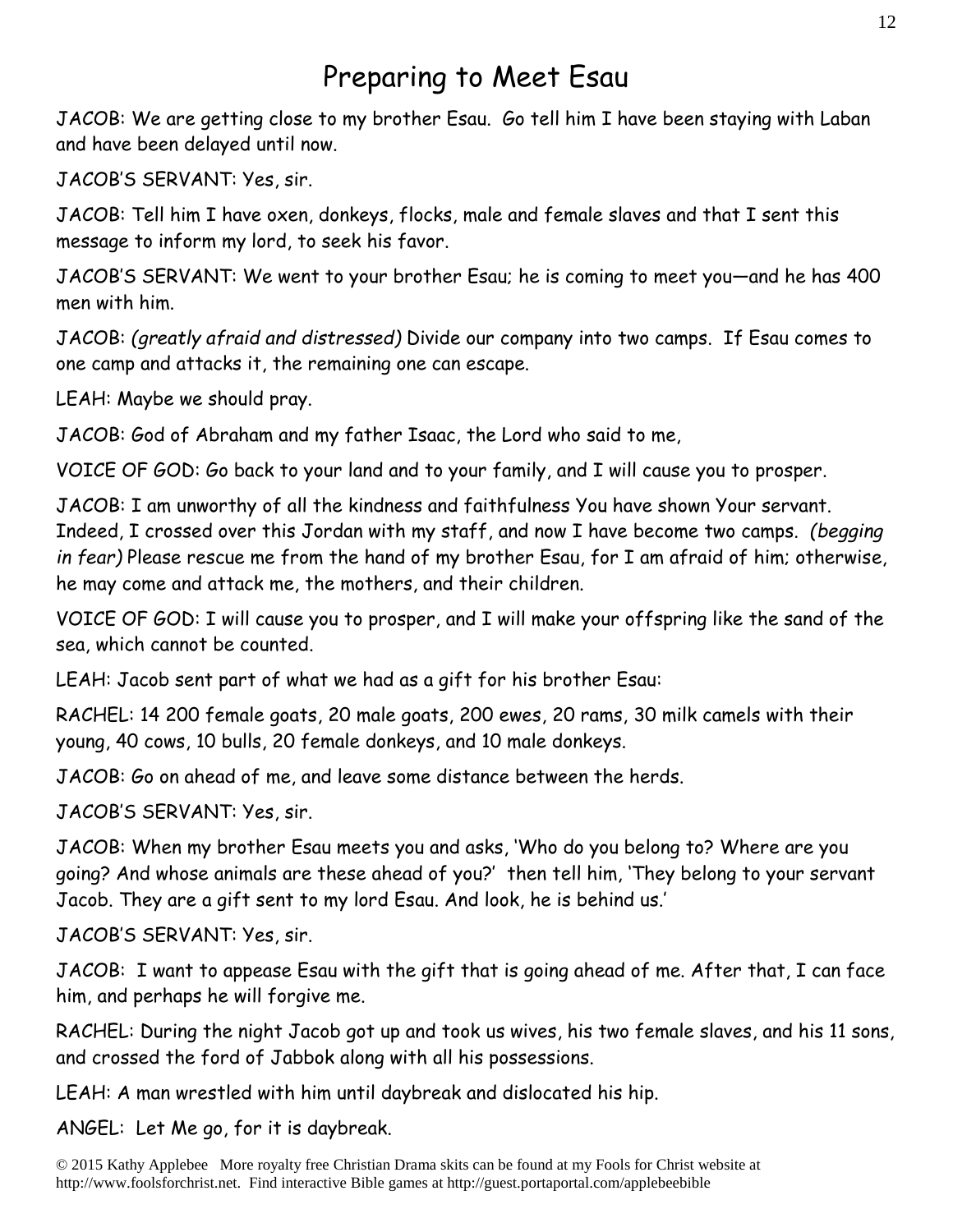# Preparing to Meet Esau

JACOB: We are getting close to my brother Esau. Go tell him I have been staying with Laban and have been delayed until now.

JACOB'S SERVANT: Yes, sir.

JACOB: Tell him I have oxen, donkeys, flocks, male and female slaves and that I sent this message to inform my lord, to seek his favor.

JACOB'S SERVANT: We went to your brother Esau; he is coming to meet you—and he has 400 men with him.

JACOB: *(greatly afraid and distressed)* Divide our company into two camps. If Esau comes to one camp and attacks it, the remaining one can escape.

LEAH: Maybe we should pray.

JACOB: God of Abraham and my father Isaac, the Lord who said to me,

VOICE OF GOD: Go back to your land and to your family, and I will cause you to prosper.

JACOB: I am unworthy of all the kindness and faithfulness You have shown Your servant. Indeed, I crossed over this Jordan with my staff, and now I have become two camps. *(begging in fear)* Please rescue me from the hand of my brother Esau, for I am afraid of him; otherwise, he may come and attack me, the mothers, and their children.

VOICE OF GOD: I will cause you to prosper, and I will make your offspring like the sand of the sea, which cannot be counted.

LEAH: Jacob sent part of what we had as a gift for his brother Esau:

RACHEL: 14 200 female goats, 20 male goats, 200 ewes, 20 rams, 30 milk camels with their young, 40 cows, 10 bulls, 20 female donkeys, and 10 male donkeys.

JACOB: Go on ahead of me, and leave some distance between the herds.

JACOB'S SERVANT: Yes, sir.

JACOB: When my brother Esau meets you and asks, 'Who do you belong to? Where are you going? And whose animals are these ahead of you?' then tell him, 'They belong to your servant Jacob. They are a gift sent to my lord Esau. And look, he is behind us.'

JACOB'S SERVANT: Yes, sir.

JACOB: I want to appease Esau with the gift that is going ahead of me. After that, I can face him, and perhaps he will forgive me.

RACHEL: During the night Jacob got up and took us wives, his two female slaves, and his 11 sons, and crossed the ford of Jabbok along with all his possessions.

LEAH: A man wrestled with him until daybreak and dislocated his hip.

ANGEL: Let Me go, for it is daybreak.

© 2015 Kathy Applebee More royalty free Christian Drama skits can be found at my Fools for Christ website at http://www.foolsforchrist.net. Find interactive Bible games at http://guest.portaportal.com/applebeebible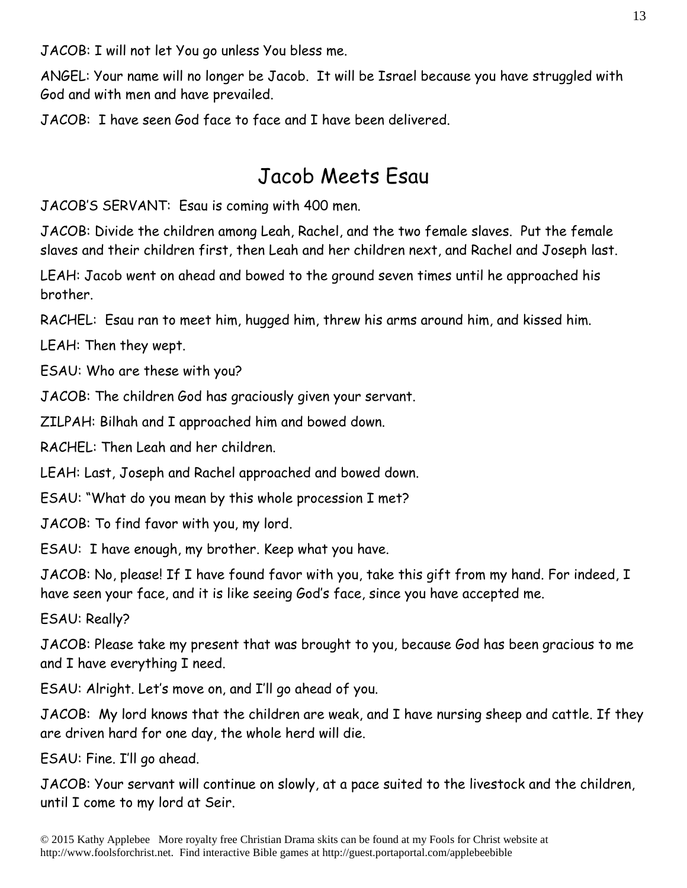JACOB: I will not let You go unless You bless me.

ANGEL: Your name will no longer be Jacob. It will be Israel because you have struggled with God and with men and have prevailed.

JACOB: I have seen God face to face and I have been delivered.

## Jacob Meets Esau

JACOB'S SERVANT: Esau is coming with 400 men.

JACOB: Divide the children among Leah, Rachel, and the two female slaves. Put the female slaves and their children first, then Leah and her children next, and Rachel and Joseph last.

LEAH: Jacob went on ahead and bowed to the ground seven times until he approached his brother.

RACHEL: Esau ran to meet him, hugged him, threw his arms around him, and kissed him.

LEAH: Then they wept.

ESAU: Who are these with you?

JACOB: The children God has graciously given your servant.

ZILPAH: Bilhah and I approached him and bowed down.

RACHEL: Then Leah and her children.

LEAH: Last, Joseph and Rachel approached and bowed down.

ESAU: "What do you mean by this whole procession I met?

JACOB: To find favor with you, my lord.

ESAU: I have enough, my brother. Keep what you have.

JACOB: No, please! If I have found favor with you, take this gift from my hand. For indeed, I have seen your face, and it is like seeing God's face, since you have accepted me.

ESAU: Really?

JACOB: Please take my present that was brought to you, because God has been gracious to me and I have everything I need.

ESAU: Alright. Let's move on, and I'll go ahead of you.

JACOB: My lord knows that the children are weak, and I have nursing sheep and cattle. If they are driven hard for one day, the whole herd will die.

ESAU: Fine. I'll go ahead.

JACOB: Your servant will continue on slowly, at a pace suited to the livestock and the children, until I come to my lord at Seir.

© 2015 Kathy Applebee More royalty free Christian Drama skits can be found at my Fools for Christ website at http://www.foolsforchrist.net. Find interactive Bible games at http://guest.portaportal.com/applebeebible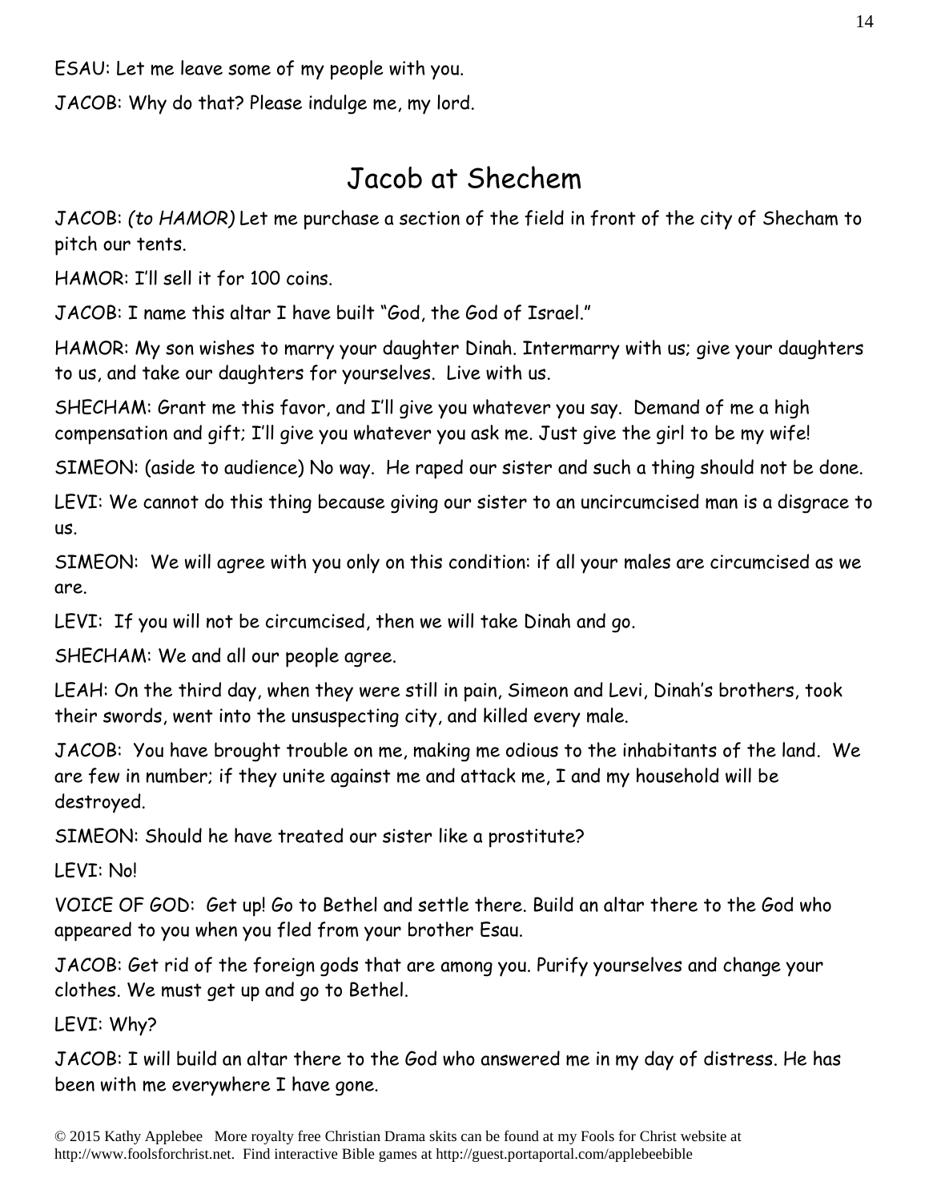ESAU: Let me leave some of my people with you.

JACOB: Why do that? Please indulge me, my lord.

## Jacob at Shechem

JACOB: *(to HAMOR)* Let me purchase a section of the field in front of the city of Shecham to pitch our tents.

HAMOR: I'll sell it for 100 coins.

JACOB: I name this altar I have built "God, the God of Israel."

HAMOR: My son wishes to marry your daughter Dinah. Intermarry with us; give your daughters to us, and take our daughters for yourselves. Live with us.

SHECHAM: Grant me this favor, and I'll give you whatever you say. Demand of me a high compensation and gift; I'll give you whatever you ask me. Just give the girl to be my wife!

SIMEON: (aside to audience) No way. He raped our sister and such a thing should not be done.

LEVI: We cannot do this thing because giving our sister to an uncircumcised man is a disgrace to us.

SIMEON: We will agree with you only on this condition: if all your males are circumcised as we are.

LEVI: If you will not be circumcised, then we will take Dinah and go.

SHECHAM: We and all our people agree.

LEAH: On the third day, when they were still in pain, Simeon and Levi, Dinah's brothers, took their swords, went into the unsuspecting city, and killed every male.

JACOB: You have brought trouble on me, making me odious to the inhabitants of the land. We are few in number; if they unite against me and attack me, I and my household will be destroyed.

SIMEON: Should he have treated our sister like a prostitute?

LEVI: No!

VOICE OF GOD: Get up! Go to Bethel and settle there. Build an altar there to the God who appeared to you when you fled from your brother Esau.

JACOB: Get rid of the foreign gods that are among you. Purify yourselves and change your clothes. We must get up and go to Bethel.

LEVI: Why?

JACOB: I will build an altar there to the God who answered me in my day of distress. He has been with me everywhere I have gone.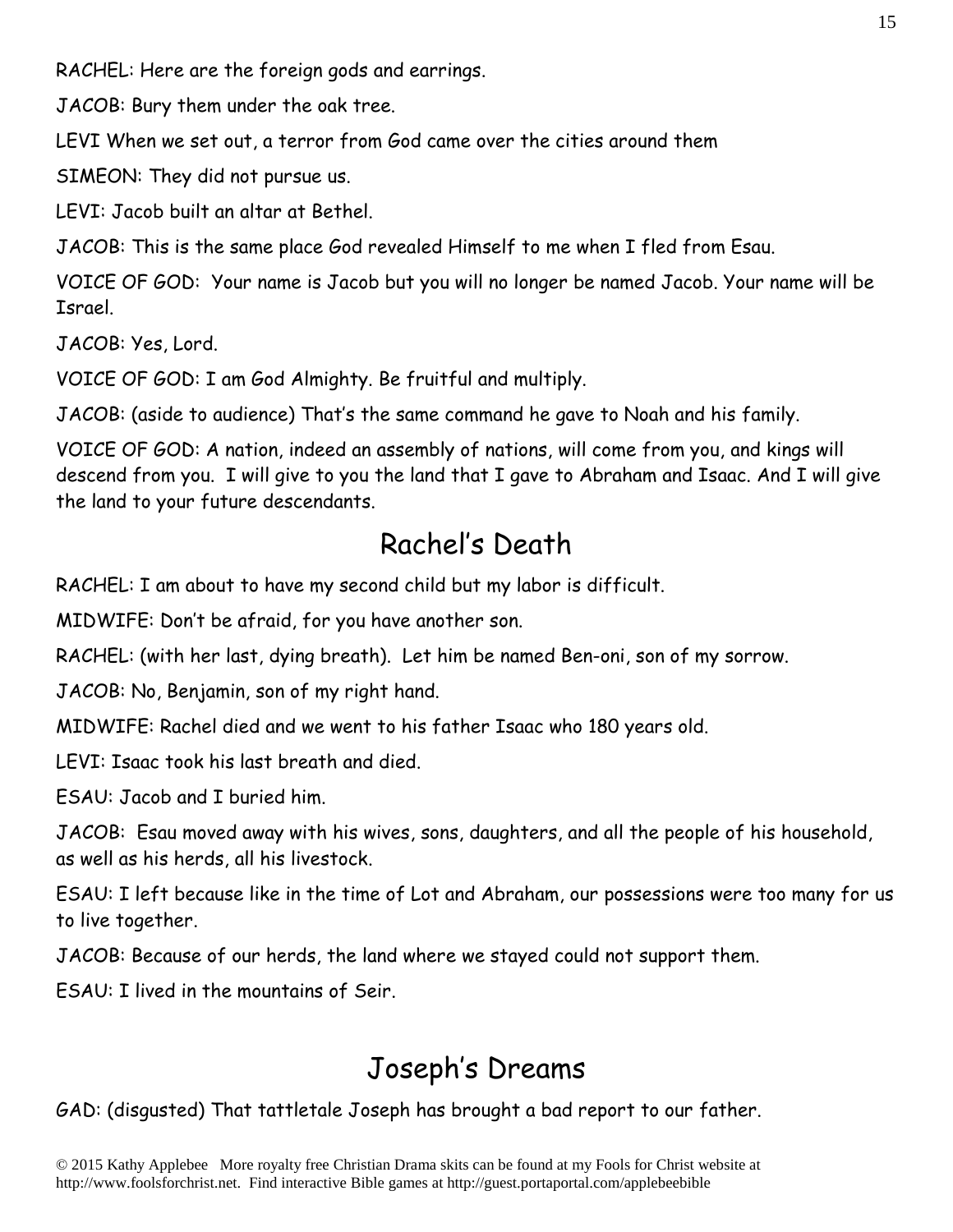RACHEL: Here are the foreign gods and earrings.

JACOB: Bury them under the oak tree.

LEVI When we set out, a terror from God came over the cities around them

SIMEON: They did not pursue us.

LEVI: Jacob built an altar at Bethel.

JACOB: This is the same place God revealed Himself to me when I fled from Esau.

VOICE OF GOD: Your name is Jacob but you will no longer be named Jacob. Your name will be Israel.

JACOB: Yes, Lord.

VOICE OF GOD: I am God Almighty. Be fruitful and multiply.

JACOB: (aside to audience) That's the same command he gave to Noah and his family.

VOICE OF GOD: A nation, indeed an assembly of nations, will come from you, and kings will descend from you. I will give to you the land that I gave to Abraham and Isaac. And I will give the land to your future descendants.

## Rachel's Death

RACHEL: I am about to have my second child but my labor is difficult.

MIDWIFE: Don't be afraid, for you have another son.

RACHEL: (with her last, dying breath). Let him be named Ben-oni, son of my sorrow.

JACOB: No, Benjamin, son of my right hand.

MIDWIFE: Rachel died and we went to his father Isaac who 180 years old.

LEVI: Isaac took his last breath and died.

ESAU: Jacob and I buried him.

JACOB: Esau moved away with his wives, sons, daughters, and all the people of his household, as well as his herds, all his livestock.

ESAU: I left because like in the time of Lot and Abraham, our possessions were too many for us to live together.

JACOB: Because of our herds, the land where we stayed could not support them.

ESAU: I lived in the mountains of Seir.

## Joseph's Dreams

GAD: (disgusted) That tattletale Joseph has brought a bad report to our father.

© 2015 Kathy Applebee More royalty free Christian Drama skits can be found at my Fools for Christ website at http://www.foolsforchrist.net. Find interactive Bible games at http://guest.portaportal.com/applebeebible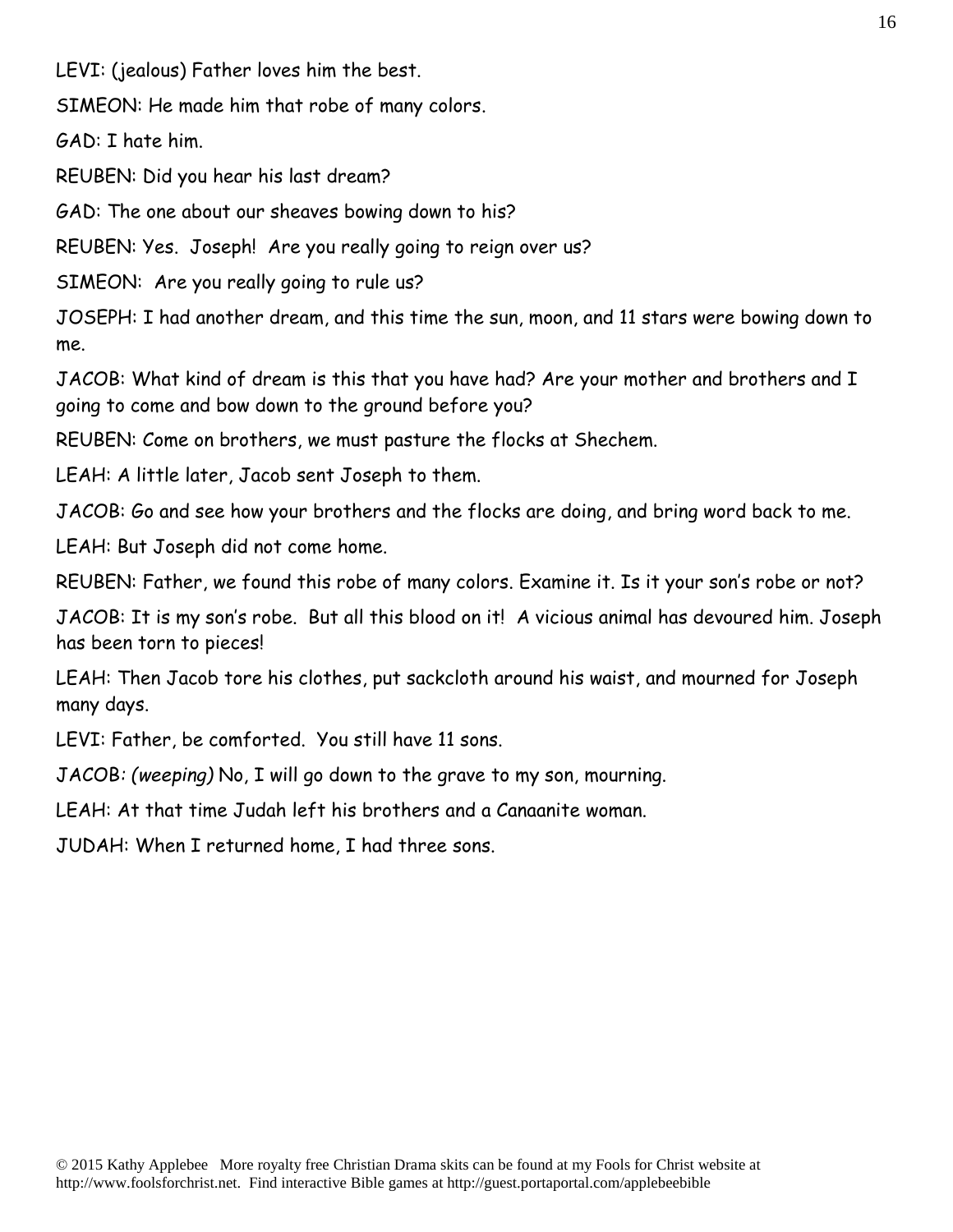LEVI: (jealous) Father loves him the best.

SIMEON: He made him that robe of many colors.

GAD: I hate him.

REUBEN: Did you hear his last dream?

GAD: The one about our sheaves bowing down to his?

REUBEN: Yes. Joseph! Are you really going to reign over us?

SIMEON: Are you really going to rule us?

JOSEPH: I had another dream, and this time the sun, moon, and 11 stars were bowing down to me.

JACOB: What kind of dream is this that you have had? Are your mother and brothers and I going to come and bow down to the ground before you?

REUBEN: Come on brothers, we must pasture the flocks at Shechem.

LEAH: A little later, Jacob sent Joseph to them.

JACOB: Go and see how your brothers and the flocks are doing, and bring word back to me.

LEAH: But Joseph did not come home.

REUBEN: Father, we found this robe of many colors. Examine it. Is it your son's robe or not?

JACOB: It is my son's robe. But all this blood on it! A vicious animal has devoured him. Joseph has been torn to pieces!

LEAH: Then Jacob tore his clothes, put sackcloth around his waist, and mourned for Joseph many days.

LEVI: Father, be comforted. You still have 11 sons.

JACOB: *(weeping)* No, I will go down to the grave to my son, mourning.

LEAH: At that time Judah left his brothers and a Canaanite woman.

JUDAH: When I returned home, I had three sons.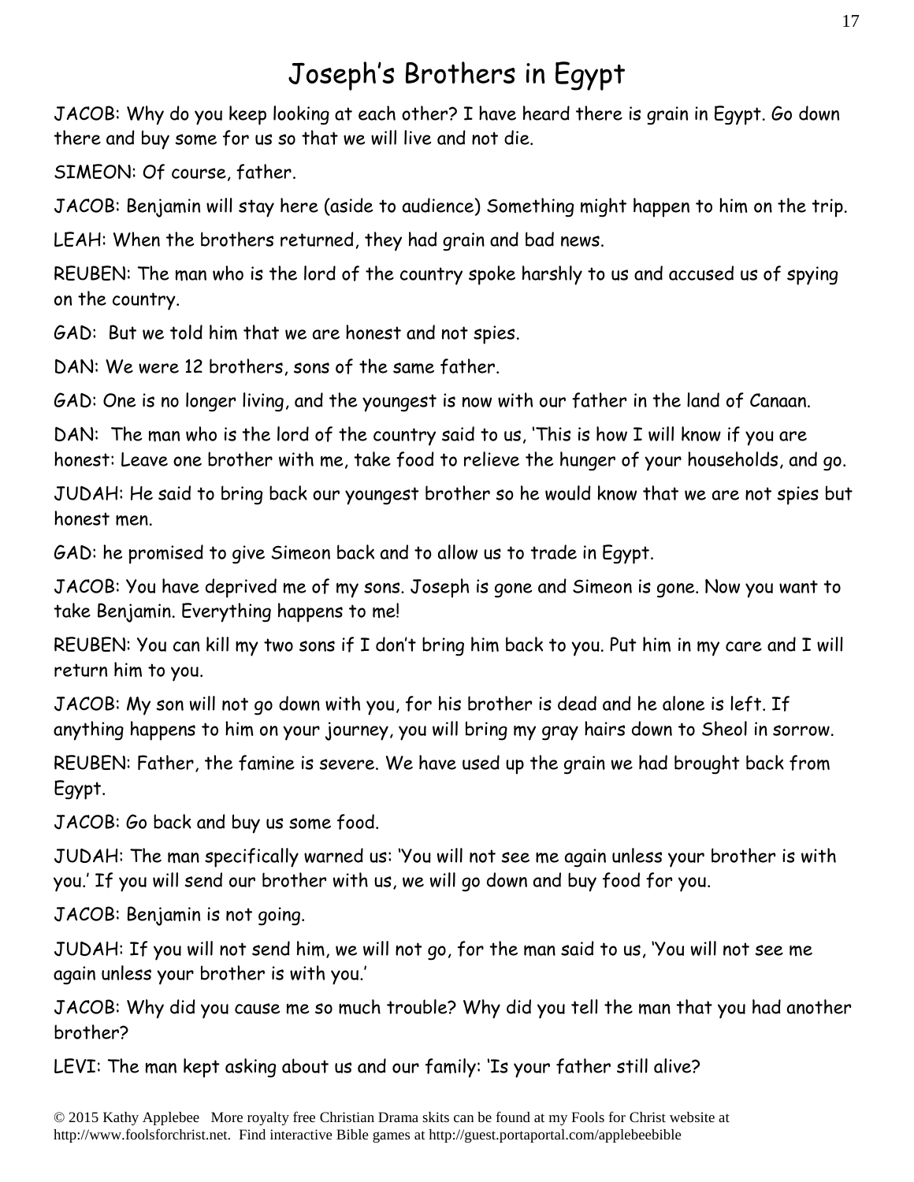# Joseph's Brothers in Egypt

JACOB: Why do you keep looking at each other? I have heard there is grain in Egypt. Go down there and buy some for us so that we will live and not die.

SIMEON: Of course, father.

JACOB: Benjamin will stay here (aside to audience) Something might happen to him on the trip.

LEAH: When the brothers returned, they had grain and bad news.

REUBEN: The man who is the lord of the country spoke harshly to us and accused us of spying on the country.

GAD: But we told him that we are honest and not spies.

DAN: We were 12 brothers, sons of the same father.

GAD: One is no longer living, and the youngest is now with our father in the land of Canaan.

DAN: The man who is the lord of the country said to us, 'This is how I will know if you are honest: Leave one brother with me, take food to relieve the hunger of your households, and go.

JUDAH: He said to bring back our youngest brother so he would know that we are not spies but honest men.

GAD: he promised to give Simeon back and to allow us to trade in Egypt.

JACOB: You have deprived me of my sons. Joseph is gone and Simeon is gone. Now you want to take Benjamin. Everything happens to me!

REUBEN: You can kill my two sons if I don't bring him back to you. Put him in my care and I will return him to you.

JACOB: My son will not go down with you, for his brother is dead and he alone is left. If anything happens to him on your journey, you will bring my gray hairs down to Sheol in sorrow.

REUBEN: Father, the famine is severe. We have used up the grain we had brought back from Egypt.

JACOB: Go back and buy us some food.

JUDAH: The man specifically warned us: 'You will not see me again unless your brother is with you.' If you will send our brother with us, we will go down and buy food for you.

JACOB: Benjamin is not going.

JUDAH: If you will not send him, we will not go, for the man said to us, 'You will not see me again unless your brother is with you.'

JACOB: Why did you cause me so much trouble? Why did you tell the man that you had another brother?

LEVI: The man kept asking about us and our family: 'Is your father still alive?

© 2015 Kathy Applebee More royalty free Christian Drama skits can be found at my Fools for Christ website at http://www.foolsforchrist.net. Find interactive Bible games at http://guest.portaportal.com/applebeebible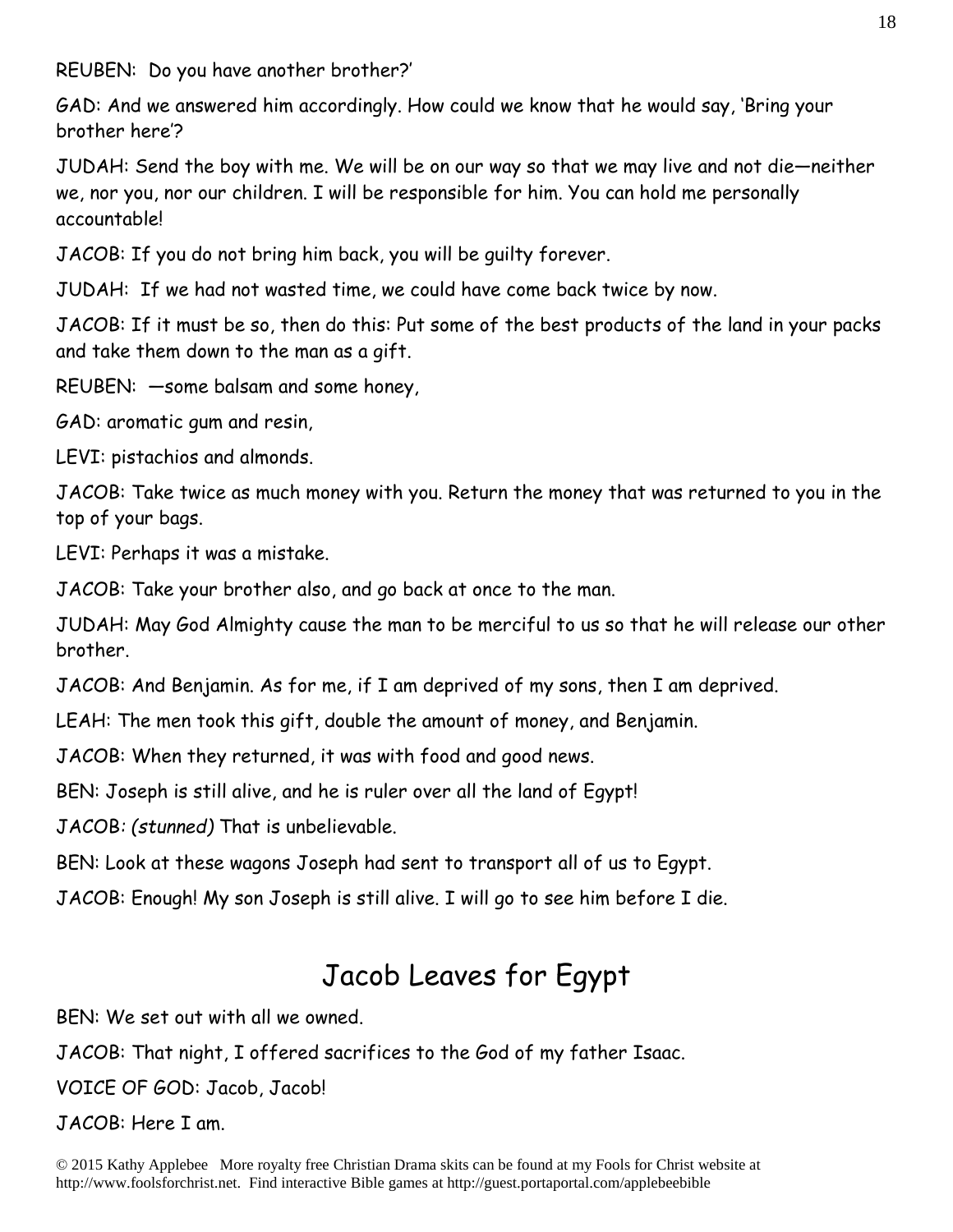REUBEN: Do you have another brother?'

GAD: And we answered him accordingly. How could we know that he would say, 'Bring your brother here'?

JUDAH: Send the boy with me. We will be on our way so that we may live and not die—neither we, nor you, nor our children. I will be responsible for him. You can hold me personally accountable!

JACOB: If you do not bring him back, you will be guilty forever.

JUDAH: If we had not wasted time, we could have come back twice by now.

JACOB: If it must be so, then do this: Put some of the best products of the land in your packs and take them down to the man as a gift.

REUBEN: —some balsam and some honey,

GAD: aromatic gum and resin,

LEVI: pistachios and almonds.

JACOB: Take twice as much money with you. Return the money that was returned to you in the top of your bags.

LEVI: Perhaps it was a mistake.

JACOB: Take your brother also, and go back at once to the man.

JUDAH: May God Almighty cause the man to be merciful to us so that he will release our other brother.

JACOB: And Benjamin. As for me, if I am deprived of my sons, then I am deprived.

LEAH: The men took this gift, double the amount of money, and Benjamin.

JACOB: When they returned, it was with food and good news.

BEN: Joseph is still alive, and he is ruler over all the land of Egypt!

JACOB: *(stunned)* That is unbelievable.

BEN: Look at these wagons Joseph had sent to transport all of us to Egypt.

JACOB: Enough! My son Joseph is still alive. I will go to see him before I die.

## Jacob Leaves for Egypt

BEN: We set out with all we owned.

JACOB: That night, I offered sacrifices to the God of my father Isaac.

VOICE OF GOD: Jacob, Jacob!

JACOB: Here I am.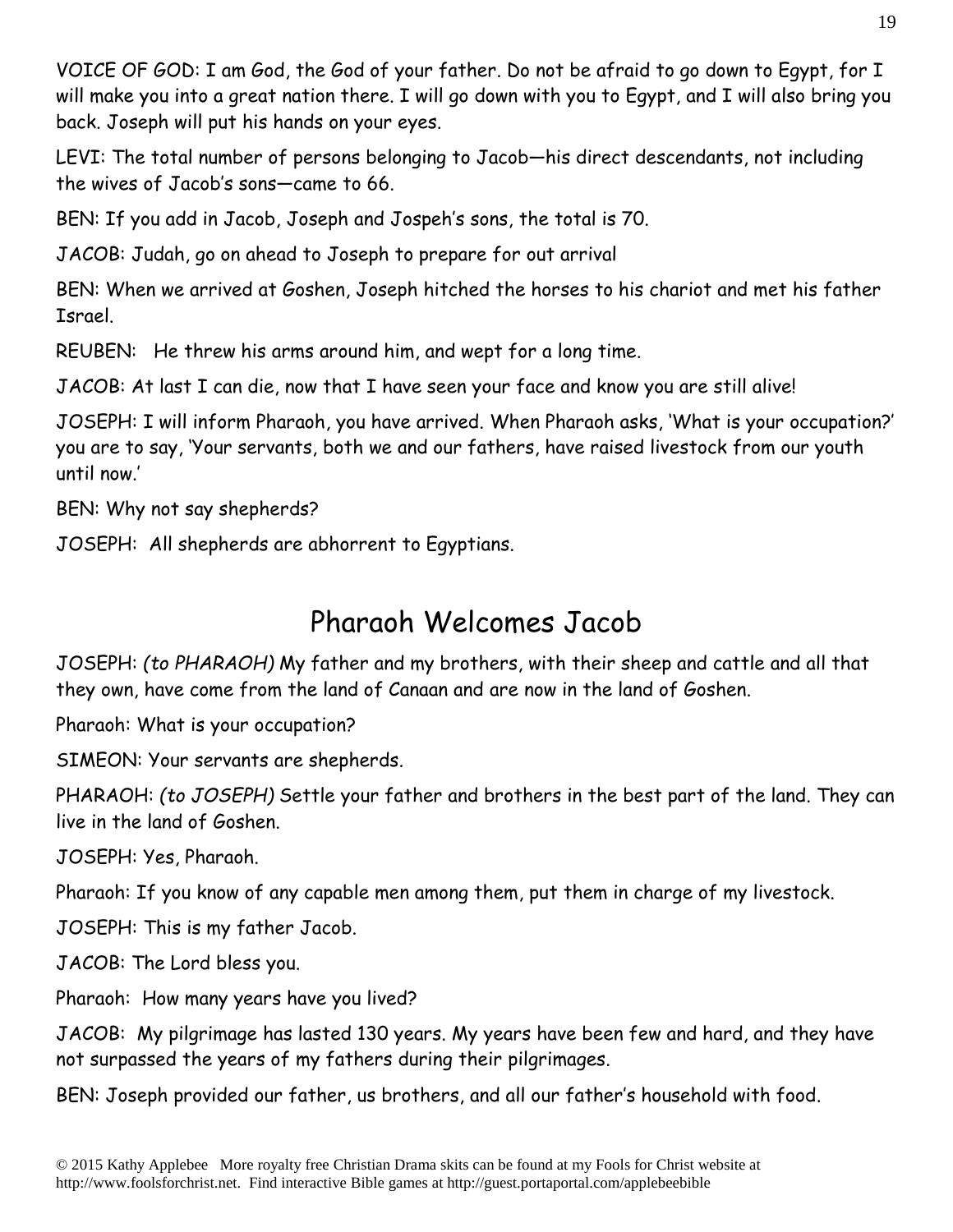VOICE OF GOD: I am God, the God of your father. Do not be afraid to go down to Egypt, for I will make you into a great nation there. I will go down with you to Egypt, and I will also bring you back. Joseph will put his hands on your eyes.

LEVI: The total number of persons belonging to Jacob—his direct descendants, not including the wives of Jacob's sons—came to 66.

BEN: If you add in Jacob, Joseph and Jospeh's sons, the total is 70.

JACOB: Judah, go on ahead to Joseph to prepare for out arrival

BEN: When we arrived at Goshen, Joseph hitched the horses to his chariot and met his father Israel.

REUBEN: He threw his arms around him, and wept for a long time.

JACOB: At last I can die, now that I have seen your face and know you are still alive!

JOSEPH: I will inform Pharaoh, you have arrived. When Pharaoh asks, 'What is your occupation?' you are to say, 'Your servants, both we and our fathers, have raised livestock from our youth until now.'

BEN: Why not say shepherds?

JOSEPH: All shepherds are abhorrent to Egyptians.

## Pharaoh Welcomes Jacob

JOSEPH: *(to PHARAOH)* My father and my brothers, with their sheep and cattle and all that they own, have come from the land of Canaan and are now in the land of Goshen.

Pharaoh: What is your occupation?

SIMEON: Your servants are shepherds.

PHARAOH: *(to JOSEPH)* Settle your father and brothers in the best part of the land. They can live in the land of Goshen.

JOSEPH: Yes, Pharaoh.

Pharaoh: If you know of any capable men among them, put them in charge of my livestock.

JOSEPH: This is my father Jacob.

JACOB: The Lord bless you.

Pharaoh: How many years have you lived?

JACOB: My pilgrimage has lasted 130 years. My years have been few and hard, and they have not surpassed the years of my fathers during their pilgrimages.

BEN: Joseph provided our father, us brothers, and all our father's household with food.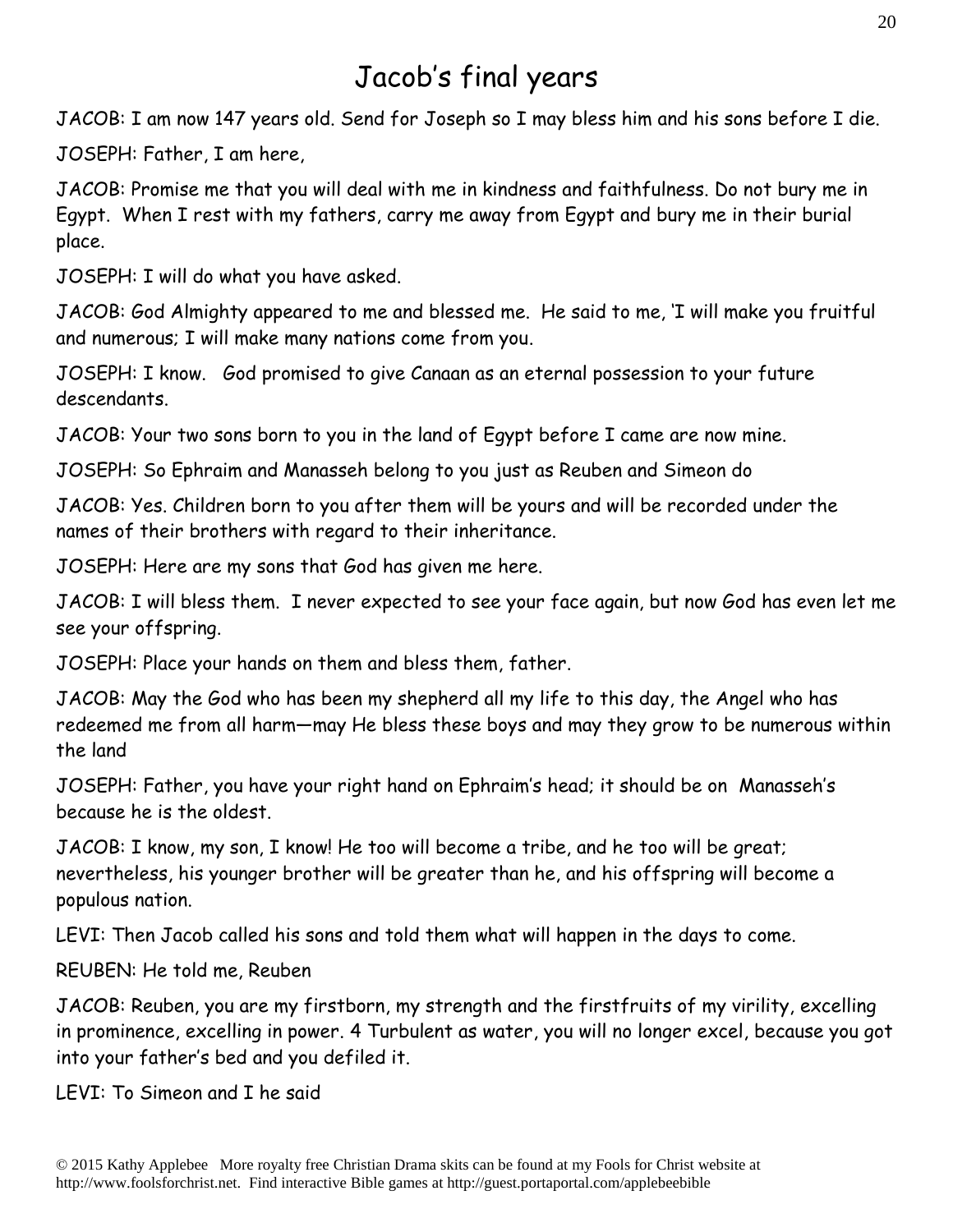# Jacob's final years

JACOB: I am now 147 years old. Send for Joseph so I may bless him and his sons before I die.

JOSEPH: Father, I am here,

JACOB: Promise me that you will deal with me in kindness and faithfulness. Do not bury me in Egypt. When I rest with my fathers, carry me away from Egypt and bury me in their burial place.

JOSEPH: I will do what you have asked.

JACOB: God Almighty appeared to me and blessed me. He said to me, 'I will make you fruitful and numerous; I will make many nations come from you.

JOSEPH: I know. God promised to give Canaan as an eternal possession to your future descendants.

JACOB: Your two sons born to you in the land of Egypt before I came are now mine.

JOSEPH: So Ephraim and Manasseh belong to you just as Reuben and Simeon do

JACOB: Yes. Children born to you after them will be yours and will be recorded under the names of their brothers with regard to their inheritance.

JOSEPH: Here are my sons that God has given me here.

JACOB: I will bless them. I never expected to see your face again, but now God has even let me see your offspring.

JOSEPH: Place your hands on them and bless them, father.

JACOB: May the God who has been my shepherd all my life to this day, the Angel who has redeemed me from all harm—may He bless these boys and may they grow to be numerous within the land

JOSEPH: Father, you have your right hand on Ephraim's head; it should be on Manasseh's because he is the oldest.

JACOB: I know, my son, I know! He too will become a tribe, and he too will be great; nevertheless, his younger brother will be greater than he, and his offspring will become a populous nation.

LEVI: Then Jacob called his sons and told them what will happen in the days to come.

REUBEN: He told me, Reuben

JACOB: Reuben, you are my firstborn, my strength and the firstfruits of my virility, excelling in prominence, excelling in power. 4 Turbulent as water, you will no longer excel, because you got into your father's bed and you defiled it.

LEVI: To Simeon and I he said

© 2015 Kathy Applebee More royalty free Christian Drama skits can be found at my Fools for Christ website at http://www.foolsforchrist.net. Find interactive Bible games at http://guest.portaportal.com/applebeebible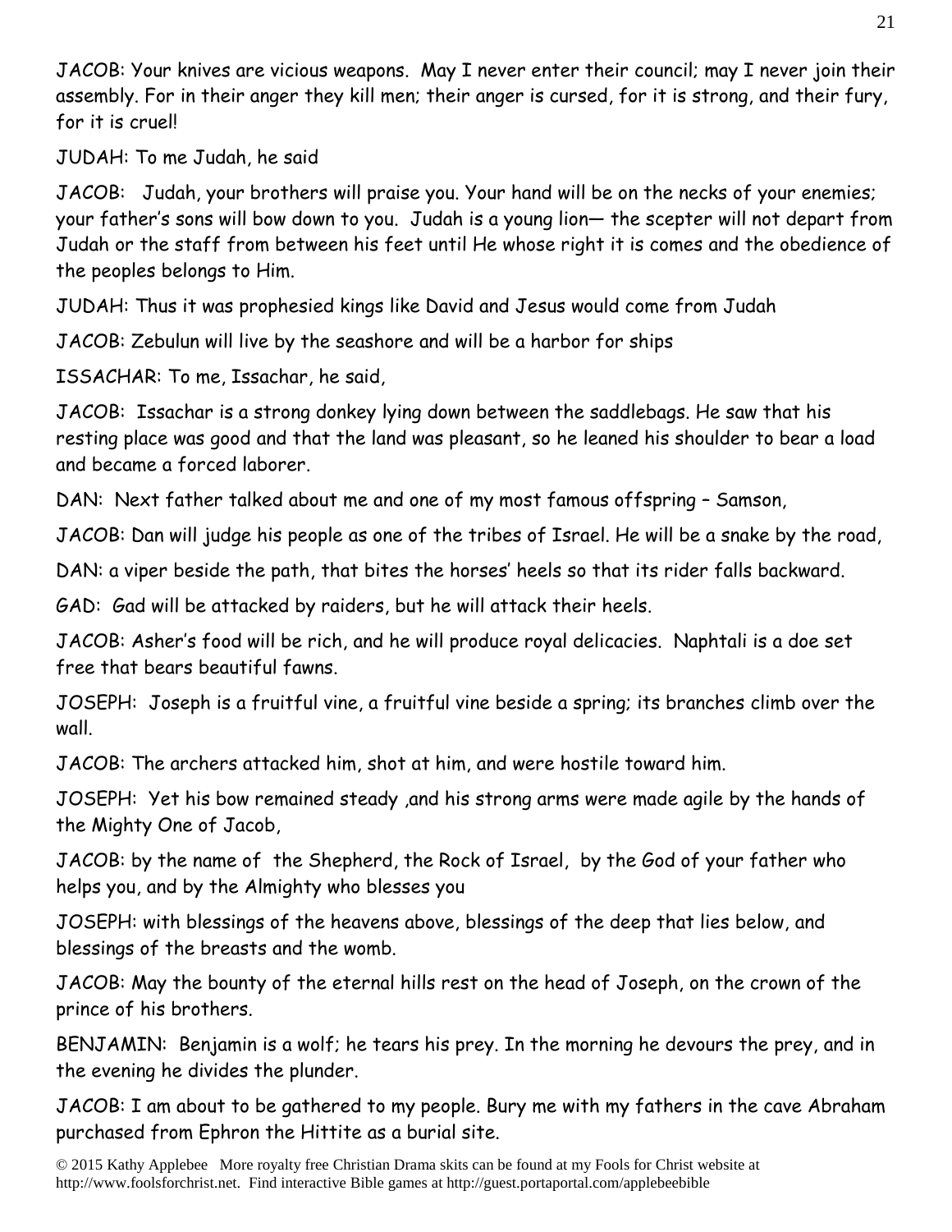JACOB: Your knives are vicious weapons. May I never enter their council; may I never join their assembly. For in their anger they kill men; their anger is cursed, for it is strong, and their fury, for it is cruel!

JUDAH: To me Judah, he said

JACOB: Judah, your brothers will praise you. Your hand will be on the necks of your enemies; your father's sons will bow down to you. Judah is a young lion— the scepter will not depart from Judah or the staff from between his feet until He whose right it is comes and the obedience of the peoples belongs to Him.

JUDAH: Thus it was prophesied kings like David and Jesus would come from Judah

JACOB: Zebulun will live by the seashore and will be a harbor for ships

ISSACHAR: To me, Issachar, he said,

JACOB: Issachar is a strong donkey lying down between the saddlebags. He saw that his resting place was good and that the land was pleasant, so he leaned his shoulder to bear a load and became a forced laborer.

DAN: Next father talked about me and one of my most famous offspring – Samson,

JACOB: Dan will judge his people as one of the tribes of Israel. He will be a snake by the road,

DAN: a viper beside the path, that bites the horses' heels so that its rider falls backward.

GAD: Gad will be attacked by raiders, but he will attack their heels.

JACOB: Asher's food will be rich, and he will produce royal delicacies. Naphtali is a doe set free that bears beautiful fawns.

JOSEPH: Joseph is a fruitful vine, a fruitful vine beside a spring; its branches climb over the wall.

JACOB: The archers attacked him, shot at him, and were hostile toward him.

JOSEPH: Yet his bow remained steady ,and his strong arms were made agile by the hands of the Mighty One of Jacob,

JACOB: by the name of the Shepherd, the Rock of Israel, by the God of your father who helps you, and by the Almighty who blesses you

JOSEPH: with blessings of the heavens above, blessings of the deep that lies below, and blessings of the breasts and the womb.

JACOB: May the bounty of the eternal hills rest on the head of Joseph, on the crown of the prince of his brothers.

BENJAMIN: Benjamin is a wolf; he tears his prey. In the morning he devours the prey, and in the evening he divides the plunder.

JACOB: I am about to be gathered to my people. Bury me with my fathers in the cave Abraham purchased from Ephron the Hittite as a burial site.

© 2015 Kathy Applebee More royalty free Christian Drama skits can be found at my Fools for Christ website at http://www.foolsforchrist.net. Find interactive Bible games at http://guest.portaportal.com/applebeebible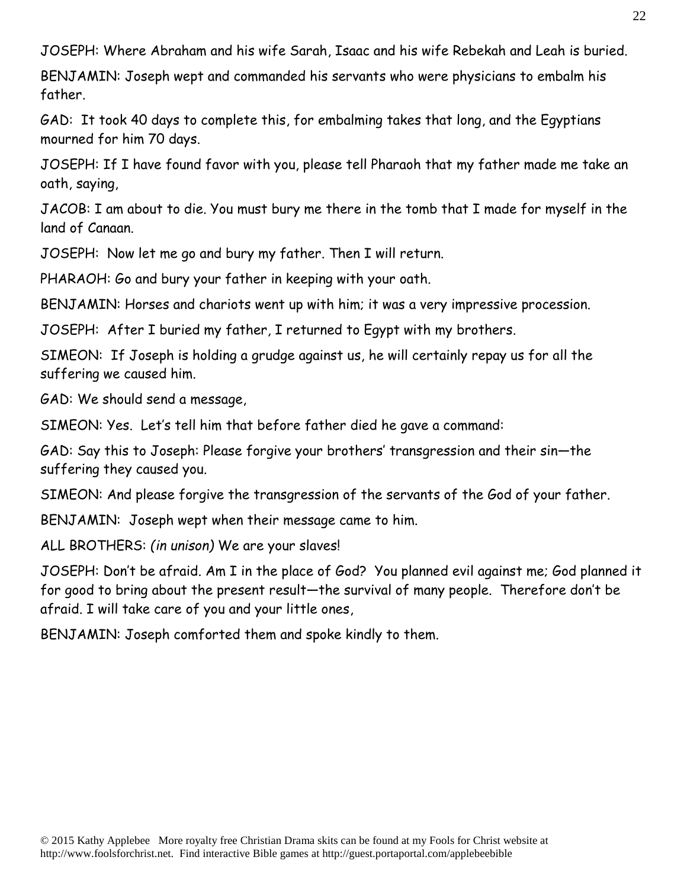JOSEPH: Where Abraham and his wife Sarah, Isaac and his wife Rebekah and Leah is buried.

BENJAMIN: Joseph wept and commanded his servants who were physicians to embalm his father.

GAD: It took 40 days to complete this, for embalming takes that long, and the Egyptians mourned for him 70 days.

JOSEPH: If I have found favor with you, please tell Pharaoh that my father made me take an oath, saying,

JACOB: I am about to die. You must bury me there in the tomb that I made for myself in the land of Canaan.

JOSEPH: Now let me go and bury my father. Then I will return.

PHARAOH: Go and bury your father in keeping with your oath.

BENJAMIN: Horses and chariots went up with him; it was a very impressive procession.

JOSEPH: After I buried my father, I returned to Egypt with my brothers.

SIMEON: If Joseph is holding a grudge against us, he will certainly repay us for all the suffering we caused him.

GAD: We should send a message,

SIMEON: Yes. Let's tell him that before father died he gave a command:

GAD: Say this to Joseph: Please forgive your brothers' transgression and their sin—the suffering they caused you.

SIMEON: And please forgive the transgression of the servants of the God of your father.

BENJAMIN: Joseph wept when their message came to him.

ALL BROTHERS: *(in unison)* We are your slaves!

JOSEPH: Don't be afraid. Am I in the place of God? You planned evil against me; God planned it for good to bring about the present result—the survival of many people. Therefore don't be afraid. I will take care of you and your little ones,

BENJAMIN: Joseph comforted them and spoke kindly to them.

© 2015 Kathy Applebee More royalty free Christian Drama skits can be found at my Fools for Christ website at http://www.foolsforchrist.net. Find interactive Bible games at http://guest.portaportal.com/applebeebible